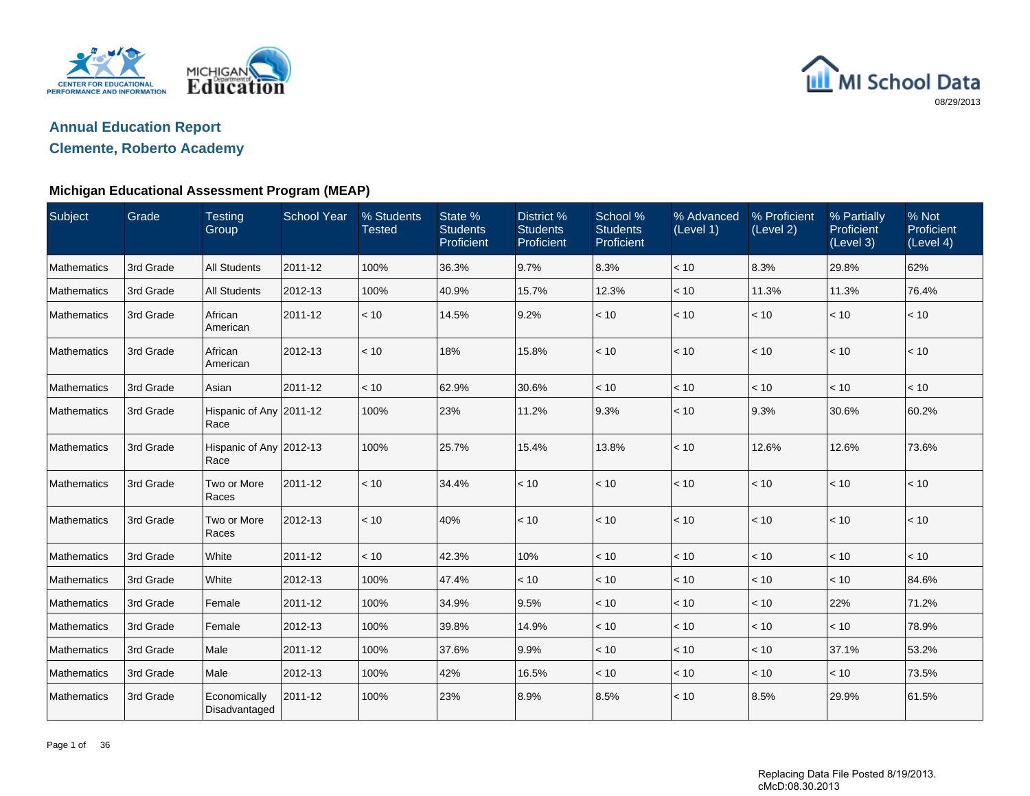MI School Data

08/29/2013

## Annual Education Report
## Clemente, Roberto Academy

### Michigan Educational Assessment Program (MEAP)

| Subject | Grade | Testing Group | School Year | % Students Tested | State % Students Proficient | District % Students Proficient | School % Students Proficient | % Advanced (Level 1) | % Proficient (Level 2) | % Partially Proficient (Level 3) | % Not Proficient (Level 4) |
|---|---|---|---|---|---|---|---|---|---|---|---|
| Mathematics | 3rd Grade | All Students | 2011-12 | 100% | 36.3% | 9.7% | 8.3% | < 10 | 8.3% | 29.8% | 62% |
| Mathematics | 3rd Grade | All Students | 2012-13 | 100% | 40.9% | 15.7% | 12.3% | < 10 | 11.3% | 11.3% | 76.4% |
| Mathematics | 3rd Grade | African American | 2011-12 | < 10 | 14.5% | 9.2% | < 10 | < 10 | < 10 | < 10 | < 10 |
| Mathematics | 3rd Grade | African American | 2012-13 | < 10 | 18% | 15.8% | < 10 | < 10 | < 10 | < 10 | < 10 |
| Mathematics | 3rd Grade | Asian | 2011-12 | < 10 | 62.9% | 30.6% | < 10 | < 10 | < 10 | < 10 | < 10 |
| Mathematics | 3rd Grade | Hispanic of Any Race | 2011-12 | 100% | 23% | 11.2% | 9.3% | < 10 | 9.3% | 30.6% | 60.2% |
| Mathematics | 3rd Grade | Hispanic of Any Race | 2012-13 | 100% | 25.7% | 15.4% | 13.8% | < 10 | 12.6% | 12.6% | 73.6% |
| Mathematics | 3rd Grade | Two or More Races | 2011-12 | < 10 | 34.4% | < 10 | < 10 | < 10 | < 10 | < 10 | < 10 |
| Mathematics | 3rd Grade | Two or More Races | 2012-13 | < 10 | 40% | < 10 | < 10 | < 10 | < 10 | < 10 | < 10 |
| Mathematics | 3rd Grade | White | 2011-12 | < 10 | 42.3% | 10% | < 10 | < 10 | < 10 | < 10 | < 10 |
| Mathematics | 3rd Grade | White | 2012-13 | 100% | 47.4% | < 10 | < 10 | < 10 | < 10 | < 10 | 84.6% |
| Mathematics | 3rd Grade | Female | 2011-12 | 100% | 34.9% | 9.5% | < 10 | < 10 | < 10 | 22% | 71.2% |
| Mathematics | 3rd Grade | Female | 2012-13 | 100% | 39.8% | 14.9% | < 10 | < 10 | < 10 | < 10 | 78.9% |
| Mathematics | 3rd Grade | Male | 2011-12 | 100% | 37.6% | 9.9% | < 10 | < 10 | < 10 | 37.1% | 53.2% |
| Mathematics | 3rd Grade | Male | 2012-13 | 100% | 42% | 16.5% | < 10 | < 10 | < 10 | < 10 | 73.5% |
| Mathematics | 3rd Grade | Economically Disadvantaged | 2011-12 | 100% | 23% | 8.9% | 8.5% | < 10 | 8.5% | 29.9% | 61.5% |

Replacing Data File Posted 8/19/2013.
cMcD:08.30.2013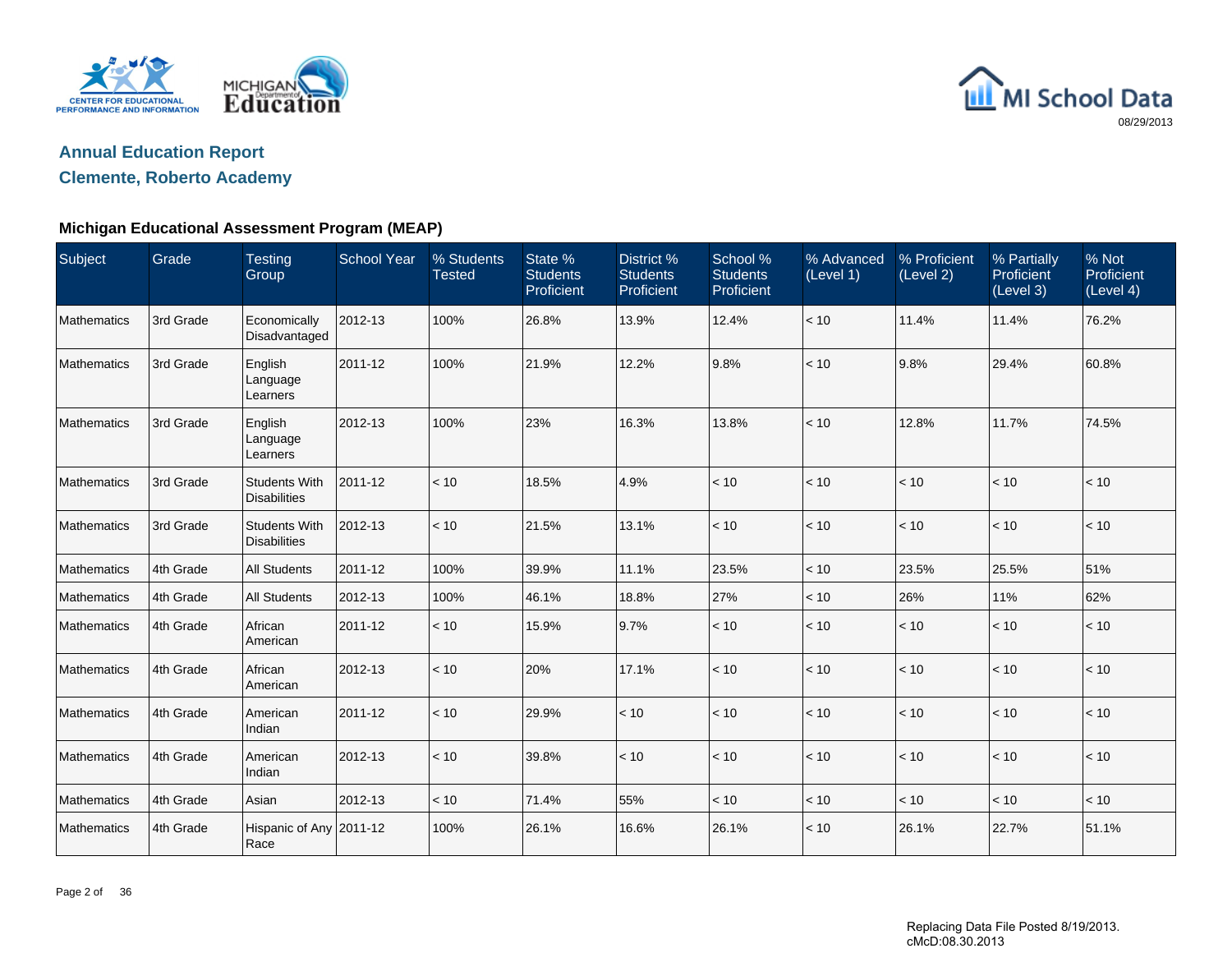## Annual Education Report

## Clemente, Roberto Academy

### Michigan Educational Assessment Program (MEAP)

| Subject | Grade | Testing Group | School Year | % Students Tested | State % Students Proficient | District % Students Proficient | School % Students Proficient | % Advanced (Level 1) | % Proficient (Level 2) | % Partially Proficient (Level 3) | % Not Proficient (Level 4) |
|---|---|---|---|---|---|---|---|---|---|---|---|
| Mathematics | 3rd Grade | Economically Disadvantaged | 2012-13 | 100% | 26.8% | 13.9% | 12.4% | < 10 | 11.4% | 11.4% | 76.2% |
| Mathematics | 3rd Grade | English Language Learners | 2011-12 | 100% | 21.9% | 12.2% | 9.8% | < 10 | 9.8% | 29.4% | 60.8% |
| Mathematics | 3rd Grade | English Language Learners | 2012-13 | 100% | 23% | 16.3% | 13.8% | < 10 | 12.8% | 11.7% | 74.5% |
| Mathematics | 3rd Grade | Students With Disabilities | 2011-12 | < 10 | 18.5% | 4.9% | < 10 | < 10 | < 10 | < 10 | < 10 |
| Mathematics | 3rd Grade | Students With Disabilities | 2012-13 | < 10 | 21.5% | 13.1% | < 10 | < 10 | < 10 | < 10 | < 10 |
| Mathematics | 4th Grade | All Students | 2011-12 | 100% | 39.9% | 11.1% | 23.5% | < 10 | 23.5% | 25.5% | 51% |
| Mathematics | 4th Grade | All Students | 2012-13 | 100% | 46.1% | 18.8% | 27% | < 10 | 26% | 11% | 62% |
| Mathematics | 4th Grade | African American | 2011-12 | < 10 | 15.9% | 9.7% | < 10 | < 10 | < 10 | < 10 | < 10 |
| Mathematics | 4th Grade | African American | 2012-13 | < 10 | 20% | 17.1% | < 10 | < 10 | < 10 | < 10 | < 10 |
| Mathematics | 4th Grade | American Indian | 2011-12 | < 10 | 29.9% | < 10 | < 10 | < 10 | < 10 | < 10 | < 10 |
| Mathematics | 4th Grade | American Indian | 2012-13 | < 10 | 39.8% | < 10 | < 10 | < 10 | < 10 | < 10 | < 10 |
| Mathematics | 4th Grade | Asian | 2012-13 | < 10 | 71.4% | 55% | < 10 | < 10 | < 10 | < 10 | < 10 |
| Mathematics | 4th Grade | Hispanic of Any Race | 2011-12 | 100% | 26.1% | 16.6% | 26.1% | < 10 | 26.1% | 22.7% | 51.1% |

Replacing Data File Posted 8/19/2013.
cMcD:08.30.2013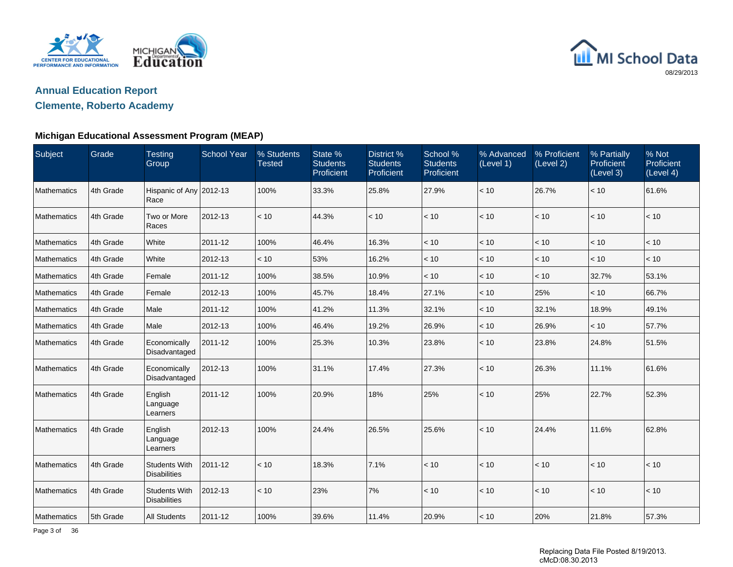## Annual Education Report

## Clemente, Roberto Academy

08/29/2013

### Michigan Educational Assessment Program (MEAP)

| Subject | Grade | Testing Group | School Year | % Students Tested | State % Students Proficient | District % Students Proficient | School % Students Proficient | % Advanced (Level 1) | % Proficient (Level 2) | % Partially Proficient (Level 3) | % Not Proficient (Level 4) |
|---|---|---|---|---|---|---|---|---|---|---|---|
| Mathematics | 4th Grade | Hispanic of Any Race | 2012-13 | 100% | 33.3% | 25.8% | 27.9% | < 10 | 26.7% | < 10 | 61.6% |
| Mathematics | 4th Grade | Two or More Races | 2012-13 | < 10 | 44.3% | < 10 | < 10 | < 10 | < 10 | < 10 | < 10 |
| Mathematics | 4th Grade | White | 2011-12 | 100% | 46.4% | 16.3% | < 10 | < 10 | < 10 | < 10 | < 10 |
| Mathematics | 4th Grade | White | 2012-13 | < 10 | 53% | 16.2% | < 10 | < 10 | < 10 | < 10 | < 10 |
| Mathematics | 4th Grade | Female | 2011-12 | 100% | 38.5% | 10.9% | < 10 | < 10 | < 10 | 32.7% | 53.1% |
| Mathematics | 4th Grade | Female | 2012-13 | 100% | 45.7% | 18.4% | 27.1% | < 10 | 25% | < 10 | 66.7% |
| Mathematics | 4th Grade | Male | 2011-12 | 100% | 41.2% | 11.3% | 32.1% | < 10 | 32.1% | 18.9% | 49.1% |
| Mathematics | 4th Grade | Male | 2012-13 | 100% | 46.4% | 19.2% | 26.9% | < 10 | 26.9% | < 10 | 57.7% |
| Mathematics | 4th Grade | Economically Disadvantaged | 2011-12 | 100% | 25.3% | 10.3% | 23.8% | < 10 | 23.8% | 24.8% | 51.5% |
| Mathematics | 4th Grade | Economically Disadvantaged | 2012-13 | 100% | 31.1% | 17.4% | 27.3% | < 10 | 26.3% | 11.1% | 61.6% |
| Mathematics | 4th Grade | English Language Learners | 2011-12 | 100% | 20.9% | 18% | 25% | < 10 | 25% | 22.7% | 52.3% |
| Mathematics | 4th Grade | English Language Learners | 2012-13 | 100% | 24.4% | 26.5% | 25.6% | < 10 | 24.4% | 11.6% | 62.8% |
| Mathematics | 4th Grade | Students With Disabilities | 2011-12 | < 10 | 18.3% | 7.1% | < 10 | < 10 | < 10 | < 10 | < 10 |
| Mathematics | 4th Grade | Students With Disabilities | 2012-13 | < 10 | 23% | 7% | < 10 | < 10 | < 10 | < 10 | < 10 |
| Mathematics | 5th Grade | All Students | 2011-12 | 100% | 39.6% | 11.4% | 20.9% | < 10 | 20% | 21.8% | 57.3% |

Replacing Data File Posted 8/19/2013.
cMcD:08.30.2013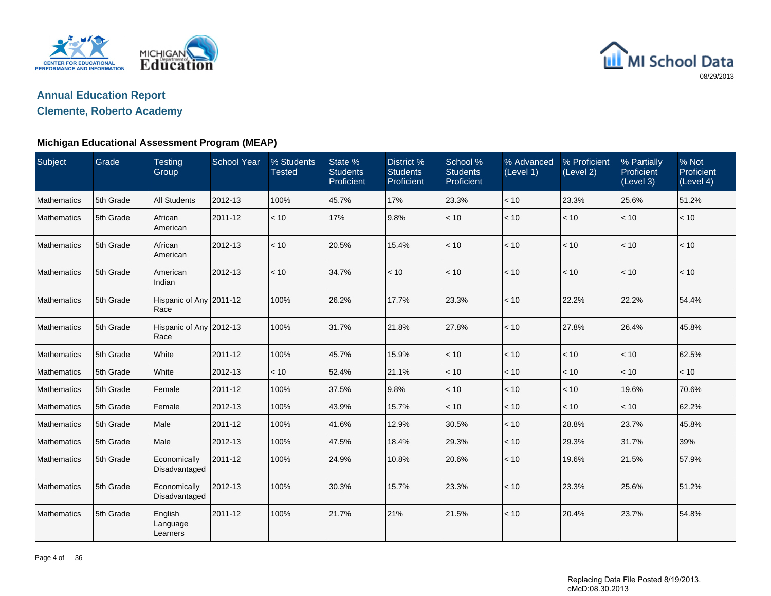MI School Data

08/29/2013

## Annual Education Report

## Clemente, Roberto Academy

### Michigan Educational Assessment Program (MEAP)

| Subject | Grade | Testing Group | School Year | % Students Tested | State % Students Proficient | District % Students Proficient | School % Students Proficient | % Advanced (Level 1) | % Proficient (Level 2) | % Partially Proficient (Level 3) | % Not Proficient (Level 4) |
|---|---|---|---|---|---|---|---|---|---|---|---|
| Mathematics | 5th Grade | All Students | 2012-13 | 100% | 45.7% | 17% | 23.3% | < 10 | 23.3% | 25.6% | 51.2% |
| Mathematics | 5th Grade | African American | 2011-12 | < 10 | 17% | 9.8% | < 10 | < 10 | < 10 | < 10 | < 10 |
| Mathematics | 5th Grade | African American | 2012-13 | < 10 | 20.5% | 15.4% | < 10 | < 10 | < 10 | < 10 | < 10 |
| Mathematics | 5th Grade | American Indian | 2012-13 | < 10 | 34.7% | < 10 | < 10 | < 10 | < 10 | < 10 | < 10 |
| Mathematics | 5th Grade | Hispanic of Any Race | 2011-12 | 100% | 26.2% | 17.7% | 23.3% | < 10 | 22.2% | 22.2% | 54.4% |
| Mathematics | 5th Grade | Hispanic of Any Race | 2012-13 | 100% | 31.7% | 21.8% | 27.8% | < 10 | 27.8% | 26.4% | 45.8% |
| Mathematics | 5th Grade | White | 2011-12 | 100% | 45.7% | 15.9% | < 10 | < 10 | < 10 | < 10 | 62.5% |
| Mathematics | 5th Grade | White | 2012-13 | < 10 | 52.4% | 21.1% | < 10 | < 10 | < 10 | < 10 | < 10 |
| Mathematics | 5th Grade | Female | 2011-12 | 100% | 37.5% | 9.8% | < 10 | < 10 | < 10 | 19.6% | 70.6% |
| Mathematics | 5th Grade | Female | 2012-13 | 100% | 43.9% | 15.7% | < 10 | < 10 | < 10 | < 10 | 62.2% |
| Mathematics | 5th Grade | Male | 2011-12 | 100% | 41.6% | 12.9% | 30.5% | < 10 | 28.8% | 23.7% | 45.8% |
| Mathematics | 5th Grade | Male | 2012-13 | 100% | 47.5% | 18.4% | 29.3% | < 10 | 29.3% | 31.7% | 39% |
| Mathematics | 5th Grade | Economically Disadvantaged | 2011-12 | 100% | 24.9% | 10.8% | 20.6% | < 10 | 19.6% | 21.5% | 57.9% |
| Mathematics | 5th Grade | Economically Disadvantaged | 2012-13 | 100% | 30.3% | 15.7% | 23.3% | < 10 | 23.3% | 25.6% | 51.2% |
| Mathematics | 5th Grade | English Language Learners | 2011-12 | 100% | 21.7% | 21% | 21.5% | < 10 | 20.4% | 23.7% | 54.8% |

Replacing Data File Posted 8/19/2013.
cMcD:08.30.2013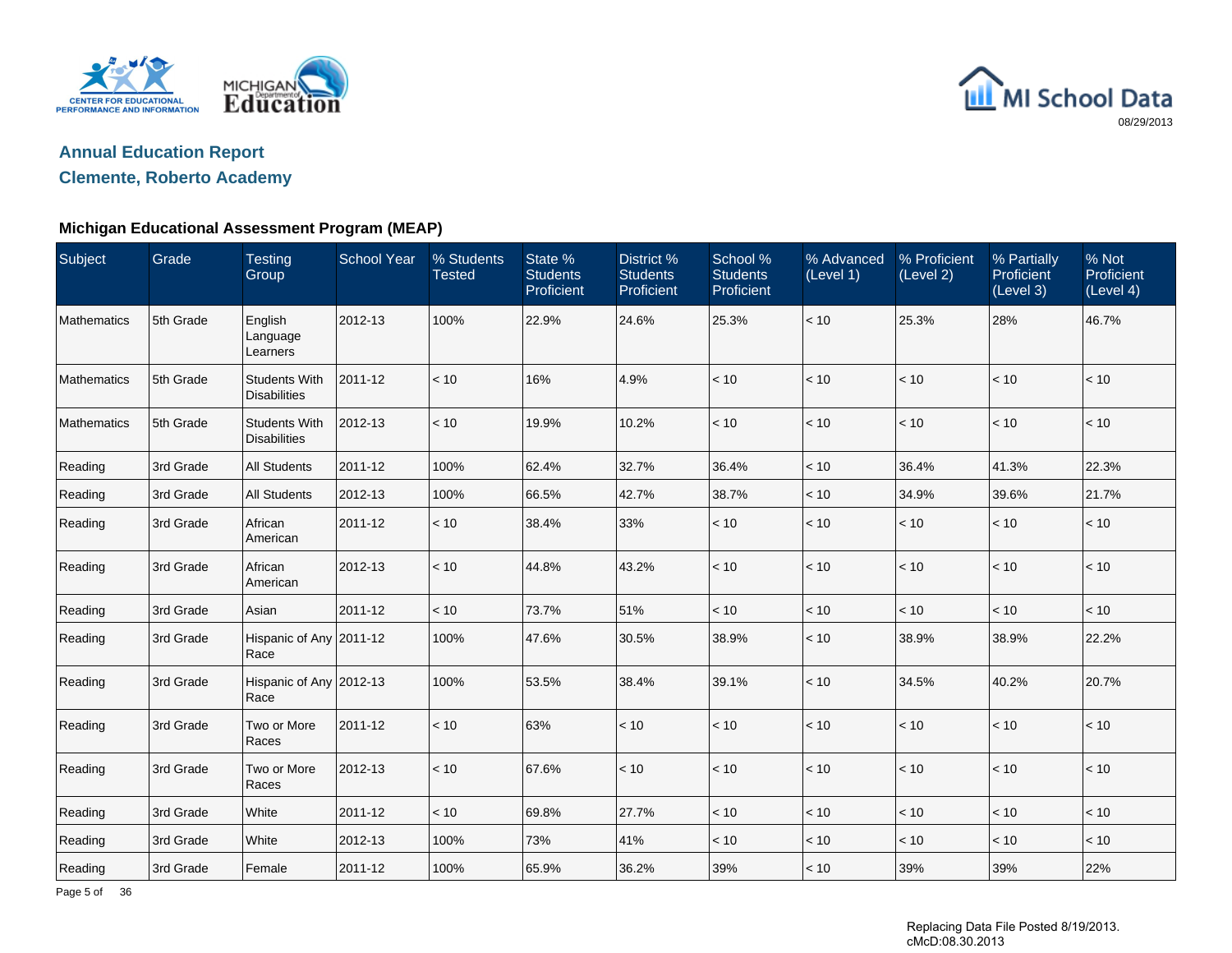## Annual Education Report

## Clemente, Roberto Academy

### Michigan Educational Assessment Program (MEAP)

| Subject | Grade | Testing Group | School Year | % Students Tested | State % Students Proficient | District % Students Proficient | School % Students Proficient | % Advanced (Level 1) | % Proficient (Level 2) | % Partially Proficient (Level 3) | % Not Proficient (Level 4) |
|---|---|---|---|---|---|---|---|---|---|---|---|
| Mathematics | 5th Grade | English Language Learners | 2012-13 | 100% | 22.9% | 24.6% | 25.3% | < 10 | 25.3% | 28% | 46.7% |
| Mathematics | 5th Grade | Students With Disabilities | 2011-12 | < 10 | 16% | 4.9% | < 10 | < 10 | < 10 | < 10 | < 10 |
| Mathematics | 5th Grade | Students With Disabilities | 2012-13 | < 10 | 19.9% | 10.2% | < 10 | < 10 | < 10 | < 10 | < 10 |
| Reading | 3rd Grade | All Students | 2011-12 | 100% | 62.4% | 32.7% | 36.4% | < 10 | 36.4% | 41.3% | 22.3% |
| Reading | 3rd Grade | All Students | 2012-13 | 100% | 66.5% | 42.7% | 38.7% | < 10 | 34.9% | 39.6% | 21.7% |
| Reading | 3rd Grade | African American | 2011-12 | < 10 | 38.4% | 33% | < 10 | < 10 | < 10 | < 10 | < 10 |
| Reading | 3rd Grade | African American | 2012-13 | < 10 | 44.8% | 43.2% | < 10 | < 10 | < 10 | < 10 | < 10 |
| Reading | 3rd Grade | Asian | 2011-12 | < 10 | 73.7% | 51% | < 10 | < 10 | < 10 | < 10 | < 10 |
| Reading | 3rd Grade | Hispanic of Any Race | 2011-12 | 100% | 47.6% | 30.5% | 38.9% | < 10 | 38.9% | 38.9% | 22.2% |
| Reading | 3rd Grade | Hispanic of Any Race | 2012-13 | 100% | 53.5% | 38.4% | 39.1% | < 10 | 34.5% | 40.2% | 20.7% |
| Reading | 3rd Grade | Two or More Races | 2011-12 | < 10 | 63% | < 10 | < 10 | < 10 | < 10 | < 10 | < 10 |
| Reading | 3rd Grade | Two or More Races | 2012-13 | < 10 | 67.6% | < 10 | < 10 | < 10 | < 10 | < 10 | < 10 |
| Reading | 3rd Grade | White | 2011-12 | < 10 | 69.8% | 27.7% | < 10 | < 10 | < 10 | < 10 | < 10 |
| Reading | 3rd Grade | White | 2012-13 | 100% | 73% | 41% | < 10 | < 10 | < 10 | < 10 | < 10 |
| Reading | 3rd Grade | Female | 2011-12 | 100% | 65.9% | 36.2% | 39% | < 10 | 39% | 39% | 22% |

Replacing Data File Posted 8/19/2013.
cMcD:08.30.2013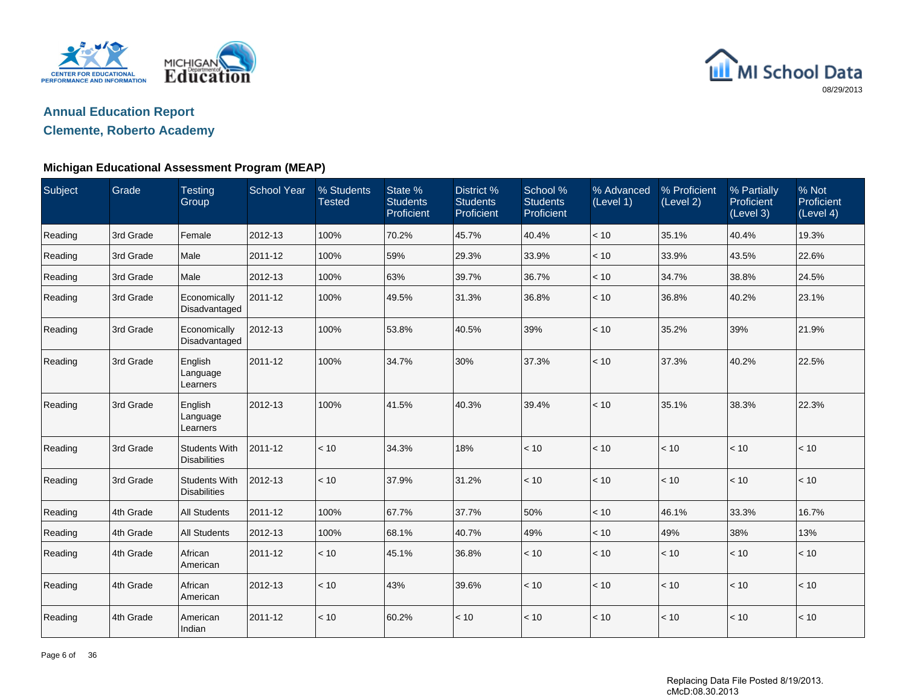# Annual Education Report

## Clemente, Roberto Academy

### Michigan Educational Assessment Program (MEAP)

| Subject | Grade | Testing Group | School Year | % Students Tested | State % Students Proficient | District % Students Proficient | School % Students Proficient | % Advanced (Level 1) | % Proficient (Level 2) | % Partially Proficient (Level 3) | % Not Proficient (Level 4) |
|---|---|---|---|---|---|---|---|---|---|---|---|
| Reading | 3rd Grade | Female | 2012-13 | 100% | 70.2% | 45.7% | 40.4% | < 10 | 35.1% | 40.4% | 19.3% |
| Reading | 3rd Grade | Male | 2011-12 | 100% | 59% | 29.3% | 33.9% | < 10 | 33.9% | 43.5% | 22.6% |
| Reading | 3rd Grade | Male | 2012-13 | 100% | 63% | 39.7% | 36.7% | < 10 | 34.7% | 38.8% | 24.5% |
| Reading | 3rd Grade | Economically Disadvantaged | 2011-12 | 100% | 49.5% | 31.3% | 36.8% | < 10 | 36.8% | 40.2% | 23.1% |
| Reading | 3rd Grade | Economically Disadvantaged | 2012-13 | 100% | 53.8% | 40.5% | 39% | < 10 | 35.2% | 39% | 21.9% |
| Reading | 3rd Grade | English Language Learners | 2011-12 | 100% | 34.7% | 30% | 37.3% | < 10 | 37.3% | 40.2% | 22.5% |
| Reading | 3rd Grade | English Language Learners | 2012-13 | 100% | 41.5% | 40.3% | 39.4% | < 10 | 35.1% | 38.3% | 22.3% |
| Reading | 3rd Grade | Students With Disabilities | 2011-12 | < 10 | 34.3% | 18% | < 10 | < 10 | < 10 | < 10 | < 10 |
| Reading | 3rd Grade | Students With Disabilities | 2012-13 | < 10 | 37.9% | 31.2% | < 10 | < 10 | < 10 | < 10 | < 10 |
| Reading | 4th Grade | All Students | 2011-12 | 100% | 67.7% | 37.7% | 50% | < 10 | 46.1% | 33.3% | 16.7% |
| Reading | 4th Grade | All Students | 2012-13 | 100% | 68.1% | 40.7% | 49% | < 10 | 49% | 38% | 13% |
| Reading | 4th Grade | African American | 2011-12 | < 10 | 45.1% | 36.8% | < 10 | < 10 | < 10 | < 10 | < 10 |
| Reading | 4th Grade | African American | 2012-13 | < 10 | 43% | 39.6% | < 10 | < 10 | < 10 | < 10 | < 10 |
| Reading | 4th Grade | American Indian | 2011-12 | < 10 | 60.2% | < 10 | < 10 | < 10 | < 10 | < 10 | < 10 |

Replacing Data File Posted 8/19/2013.
cMcD:08.30.2013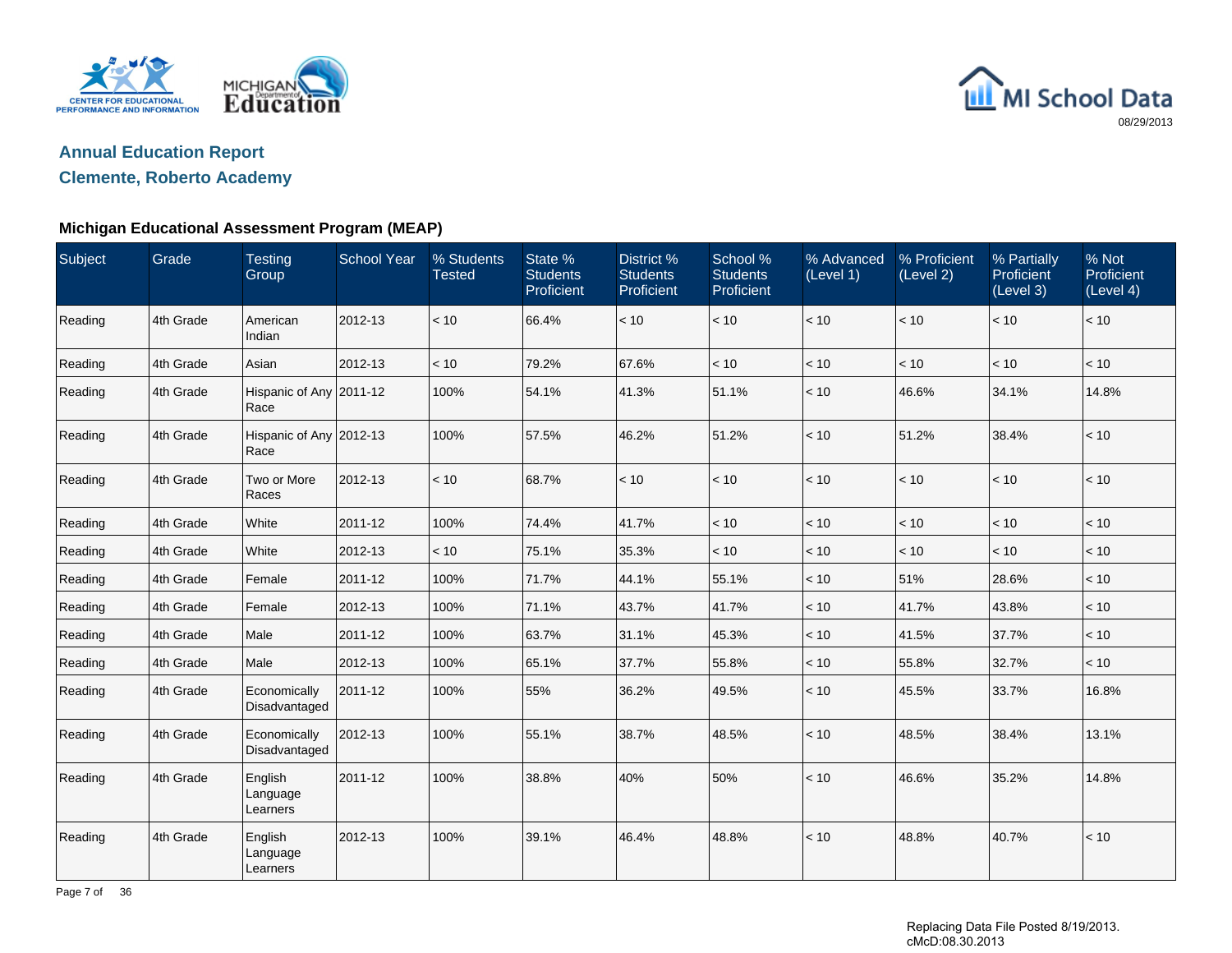## Annual Education Report

## Clemente, Roberto Academy

### Michigan Educational Assessment Program (MEAP)

| Subject | Grade | Testing Group | School Year | % Students Tested | State % Students Proficient | District % Students Proficient | School % Students Proficient | % Advanced (Level 1) | % Proficient (Level 2) | % Partially Proficient (Level 3) | % Not Proficient (Level 4) |
|---|---|---|---|---|---|---|---|---|---|---|---|
| Reading | 4th Grade | American Indian | 2012-13 | < 10 | 66.4% | < 10 | < 10 | < 10 | < 10 | < 10 | < 10 |
| Reading | 4th Grade | Asian | 2012-13 | < 10 | 79.2% | 67.6% | < 10 | < 10 | < 10 | < 10 | < 10 |
| Reading | 4th Grade | Hispanic of Any Race | 2011-12 | 100% | 54.1% | 41.3% | 51.1% | < 10 | 46.6% | 34.1% | 14.8% |
| Reading | 4th Grade | Hispanic of Any Race | 2012-13 | 100% | 57.5% | 46.2% | 51.2% | < 10 | 51.2% | 38.4% | < 10 |
| Reading | 4th Grade | Two or More Races | 2012-13 | < 10 | 68.7% | < 10 | < 10 | < 10 | < 10 | < 10 | < 10 |
| Reading | 4th Grade | White | 2011-12 | 100% | 74.4% | 41.7% | < 10 | < 10 | < 10 | < 10 | < 10 |
| Reading | 4th Grade | White | 2012-13 | < 10 | 75.1% | 35.3% | < 10 | < 10 | < 10 | < 10 | < 10 |
| Reading | 4th Grade | Female | 2011-12 | 100% | 71.7% | 44.1% | 55.1% | < 10 | 51% | 28.6% | < 10 |
| Reading | 4th Grade | Female | 2012-13 | 100% | 71.1% | 43.7% | 41.7% | < 10 | 41.7% | 43.8% | < 10 |
| Reading | 4th Grade | Male | 2011-12 | 100% | 63.7% | 31.1% | 45.3% | < 10 | 41.5% | 37.7% | < 10 |
| Reading | 4th Grade | Male | 2012-13 | 100% | 65.1% | 37.7% | 55.8% | < 10 | 55.8% | 32.7% | < 10 |
| Reading | 4th Grade | Economically Disadvantaged | 2011-12 | 100% | 55% | 36.2% | 49.5% | < 10 | 45.5% | 33.7% | 16.8% |
| Reading | 4th Grade | Economically Disadvantaged | 2012-13 | 100% | 55.1% | 38.7% | 48.5% | < 10 | 48.5% | 38.4% | 13.1% |
| Reading | 4th Grade | English Language Learners | 2011-12 | 100% | 38.8% | 40% | 50% | < 10 | 46.6% | 35.2% | 14.8% |
| Reading | 4th Grade | English Language Learners | 2012-13 | 100% | 39.1% | 46.4% | 48.8% | < 10 | 48.8% | 40.7% | < 10 |

Replacing Data File Posted 8/19/2013.
cMcD:08.30.2013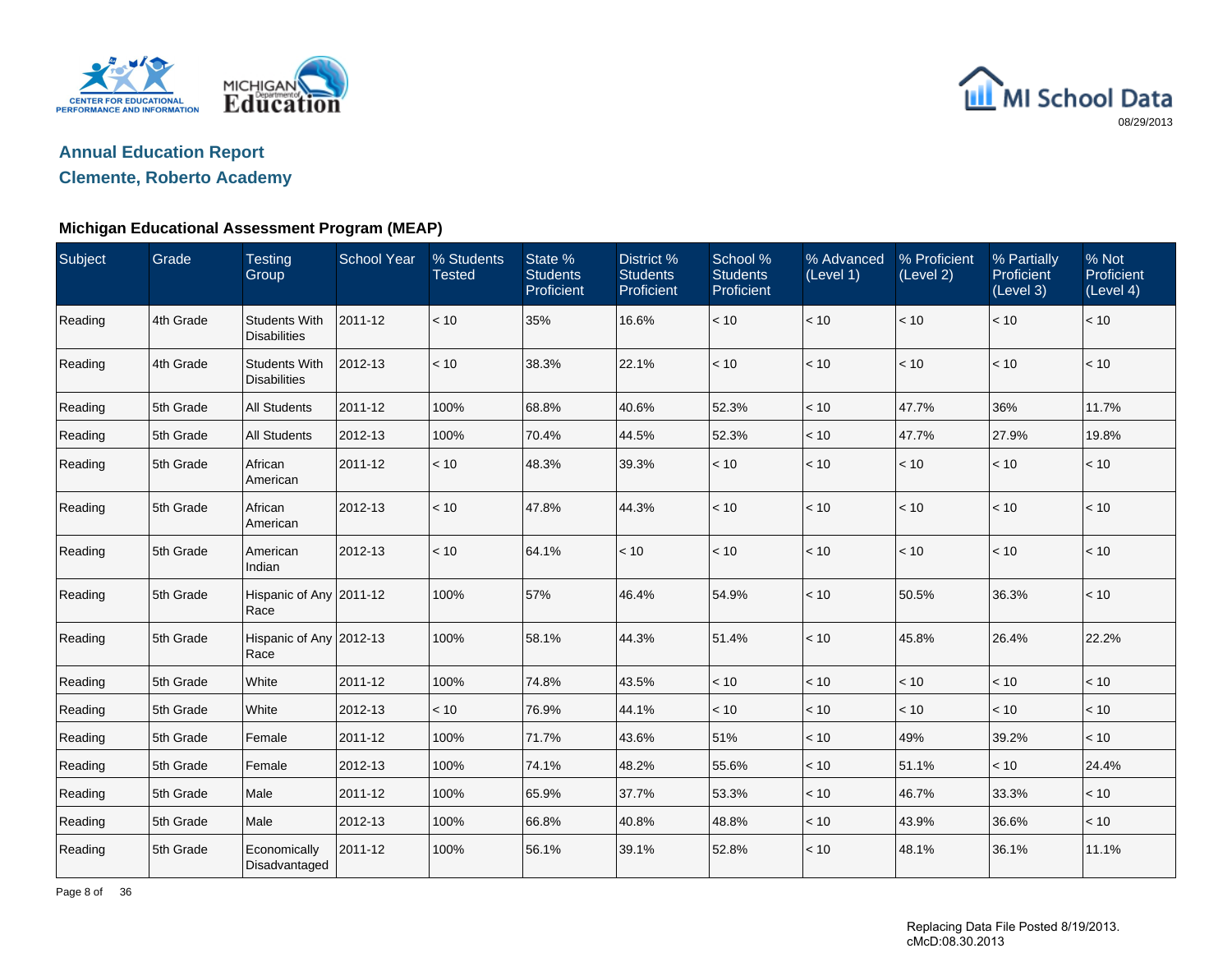## Annual Education Report

## Clemente, Roberto Academy

08/29/2013

### Michigan Educational Assessment Program (MEAP)

| Subject | Grade | Testing Group | School Year | % Students Tested | State % Students Proficient | District % Students Proficient | School % Students Proficient | % Advanced (Level 1) | % Proficient (Level 2) | % Partially Proficient (Level 3) | % Not Proficient (Level 4) |
|---|---|---|---|---|---|---|---|---|---|---|---|
| Reading | 4th Grade | Students With Disabilities | 2011-12 | < 10 | 35% | 16.6% | < 10 | < 10 | < 10 | < 10 | < 10 |
| Reading | 4th Grade | Students With Disabilities | 2012-13 | < 10 | 38.3% | 22.1% | < 10 | < 10 | < 10 | < 10 | < 10 |
| Reading | 5th Grade | All Students | 2011-12 | 100% | 68.8% | 40.6% | 52.3% | < 10 | 47.7% | 36% | 11.7% |
| Reading | 5th Grade | All Students | 2012-13 | 100% | 70.4% | 44.5% | 52.3% | < 10 | 47.7% | 27.9% | 19.8% |
| Reading | 5th Grade | African American | 2011-12 | < 10 | 48.3% | 39.3% | < 10 | < 10 | < 10 | < 10 | < 10 |
| Reading | 5th Grade | African American | 2012-13 | < 10 | 47.8% | 44.3% | < 10 | < 10 | < 10 | < 10 | < 10 |
| Reading | 5th Grade | American Indian | 2012-13 | < 10 | 64.1% | < 10 | < 10 | < 10 | < 10 | < 10 | < 10 |
| Reading | 5th Grade | Hispanic of Any Race | 2011-12 | 100% | 57% | 46.4% | 54.9% | < 10 | 50.5% | 36.3% | < 10 |
| Reading | 5th Grade | Hispanic of Any Race | 2012-13 | 100% | 58.1% | 44.3% | 51.4% | < 10 | 45.8% | 26.4% | 22.2% |
| Reading | 5th Grade | White | 2011-12 | 100% | 74.8% | 43.5% | < 10 | < 10 | < 10 | < 10 | < 10 |
| Reading | 5th Grade | White | 2012-13 | < 10 | 76.9% | 44.1% | < 10 | < 10 | < 10 | < 10 | < 10 |
| Reading | 5th Grade | Female | 2011-12 | 100% | 71.7% | 43.6% | 51% | < 10 | 49% | 39.2% | < 10 |
| Reading | 5th Grade | Female | 2012-13 | 100% | 74.1% | 48.2% | 55.6% | < 10 | 51.1% | < 10 | 24.4% |
| Reading | 5th Grade | Male | 2011-12 | 100% | 65.9% | 37.7% | 53.3% | < 10 | 46.7% | 33.3% | < 10 |
| Reading | 5th Grade | Male | 2012-13 | 100% | 66.8% | 40.8% | 48.8% | < 10 | 43.9% | 36.6% | < 10 |
| Reading | 5th Grade | Economically Disadvantaged | 2011-12 | 100% | 56.1% | 39.1% | 52.8% | < 10 | 48.1% | 36.1% | 11.1% |

Replacing Data File Posted 8/19/2013.
cMcD:08.30.2013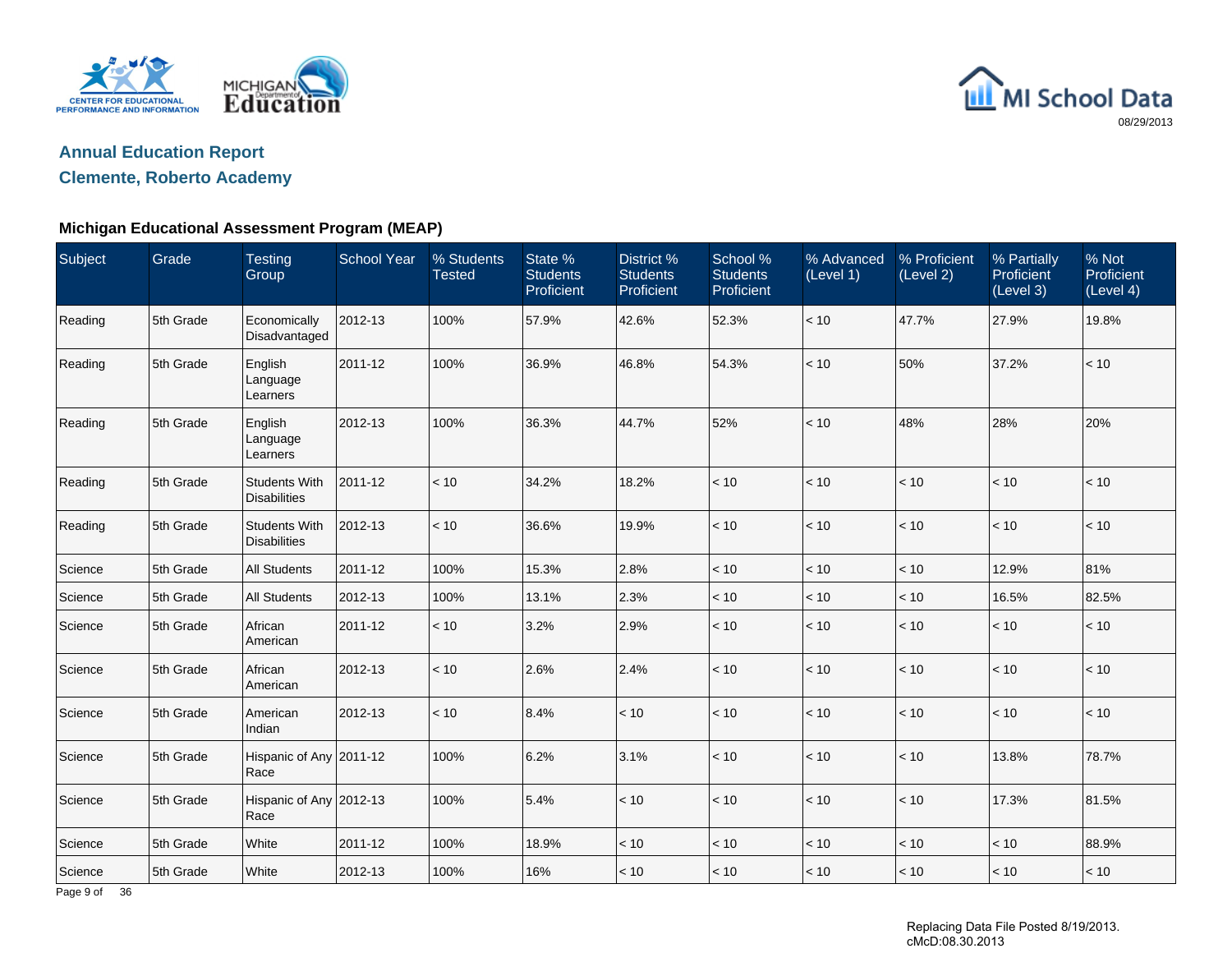## Annual Education Report

## Clemente, Roberto Academy

### Michigan Educational Assessment Program (MEAP)

| Subject | Grade | Testing Group | School Year | % Students Tested | State % Students Proficient | District % Students Proficient | School % Students Proficient | % Advanced (Level 1) | % Proficient (Level 2) | % Partially Proficient (Level 3) | % Not Proficient (Level 4) |
|---|---|---|---|---|---|---|---|---|---|---|---|
| Reading | 5th Grade | Economically Disadvantaged | 2012-13 | 100% | 57.9% | 42.6% | 52.3% | < 10 | 47.7% | 27.9% | 19.8% |
| Reading | 5th Grade | English Language Learners | 2011-12 | 100% | 36.9% | 46.8% | 54.3% | < 10 | 50% | 37.2% | < 10 |
| Reading | 5th Grade | English Language Learners | 2012-13 | 100% | 36.3% | 44.7% | 52% | < 10 | 48% | 28% | 20% |
| Reading | 5th Grade | Students With Disabilities | 2011-12 | < 10 | 34.2% | 18.2% | < 10 | < 10 | < 10 | < 10 | < 10 |
| Reading | 5th Grade | Students With Disabilities | 2012-13 | < 10 | 36.6% | 19.9% | < 10 | < 10 | < 10 | < 10 | < 10 |
| Science | 5th Grade | All Students | 2011-12 | 100% | 15.3% | 2.8% | < 10 | < 10 | < 10 | 12.9% | 81% |
| Science | 5th Grade | All Students | 2012-13 | 100% | 13.1% | 2.3% | < 10 | < 10 | < 10 | 16.5% | 82.5% |
| Science | 5th Grade | African American | 2011-12 | < 10 | 3.2% | 2.9% | < 10 | < 10 | < 10 | < 10 | < 10 |
| Science | 5th Grade | African American | 2012-13 | < 10 | 2.6% | 2.4% | < 10 | < 10 | < 10 | < 10 | < 10 |
| Science | 5th Grade | American Indian | 2012-13 | < 10 | 8.4% | < 10 | < 10 | < 10 | < 10 | < 10 | < 10 |
| Science | 5th Grade | Hispanic of Any Race | 2011-12 | 100% | 6.2% | 3.1% | < 10 | < 10 | < 10 | 13.8% | 78.7% |
| Science | 5th Grade | Hispanic of Any Race | 2012-13 | 100% | 5.4% | < 10 | < 10 | < 10 | < 10 | 17.3% | 81.5% |
| Science | 5th Grade | White | 2011-12 | 100% | 18.9% | < 10 | < 10 | < 10 | < 10 | < 10 | 88.9% |
| Science | 5th Grade | White | 2012-13 | 100% | 16% | < 10 | < 10 | < 10 | < 10 | < 10 | < 10 |

Replacing Data File Posted 8/19/2013.
cMcD:08.30.2013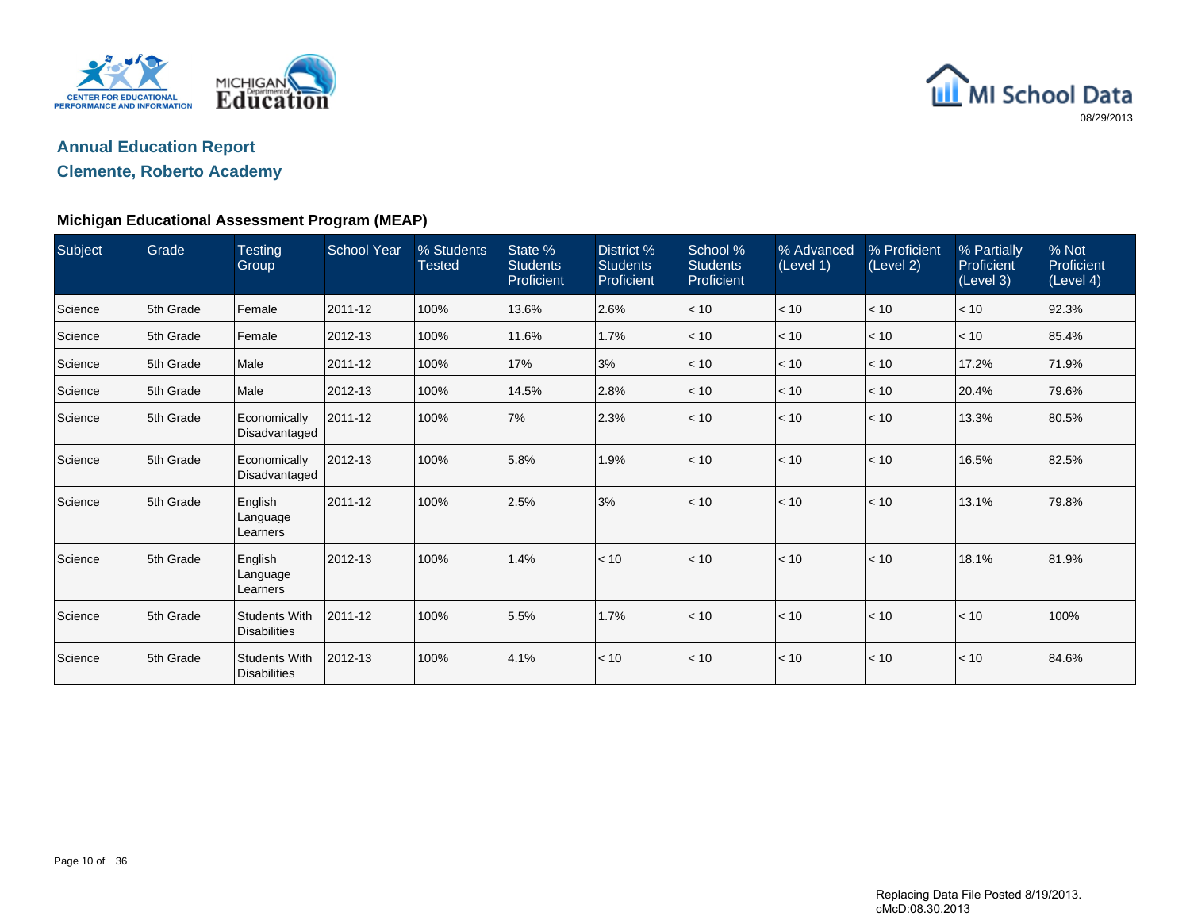## Annual Education Report

## Clemente, Roberto Academy

### Michigan Educational Assessment Program (MEAP)

| Subject | Grade | Testing Group | School Year | % Students Tested | State % Students Proficient | District % Students Proficient | School % Students Proficient | % Advanced (Level 1) | % Proficient (Level 2) | % Partially Proficient (Level 3) | % Not Proficient (Level 4) |
|---|---|---|---|---|---|---|---|---|---|---|---|
| Science | 5th Grade | Female | 2011-12 | 100% | 13.6% | 2.6% | < 10 | < 10 | < 10 | < 10 | 92.3% |
| Science | 5th Grade | Female | 2012-13 | 100% | 11.6% | 1.7% | < 10 | < 10 | < 10 | < 10 | 85.4% |
| Science | 5th Grade | Male | 2011-12 | 100% | 17% | 3% | < 10 | < 10 | < 10 | 17.2% | 71.9% |
| Science | 5th Grade | Male | 2012-13 | 100% | 14.5% | 2.8% | < 10 | < 10 | < 10 | 20.4% | 79.6% |
| Science | 5th Grade | Economically Disadvantaged | 2011-12 | 100% | 7% | 2.3% | < 10 | < 10 | < 10 | 13.3% | 80.5% |
| Science | 5th Grade | Economically Disadvantaged | 2012-13 | 100% | 5.8% | 1.9% | < 10 | < 10 | < 10 | 16.5% | 82.5% |
| Science | 5th Grade | English Language Learners | 2011-12 | 100% | 2.5% | 3% | < 10 | < 10 | < 10 | 13.1% | 79.8% |
| Science | 5th Grade | English Language Learners | 2012-13 | 100% | 1.4% | < 10 | < 10 | < 10 | < 10 | 18.1% | 81.9% |
| Science | 5th Grade | Students With Disabilities | 2011-12 | 100% | 5.5% | 1.7% | < 10 | < 10 | < 10 | < 10 | 100% |
| Science | 5th Grade | Students With Disabilities | 2012-13 | 100% | 4.1% | < 10 | < 10 | < 10 | < 10 | < 10 | 84.6% |

Replacing Data File Posted 8/19/2013.
cMcD:08.30.2013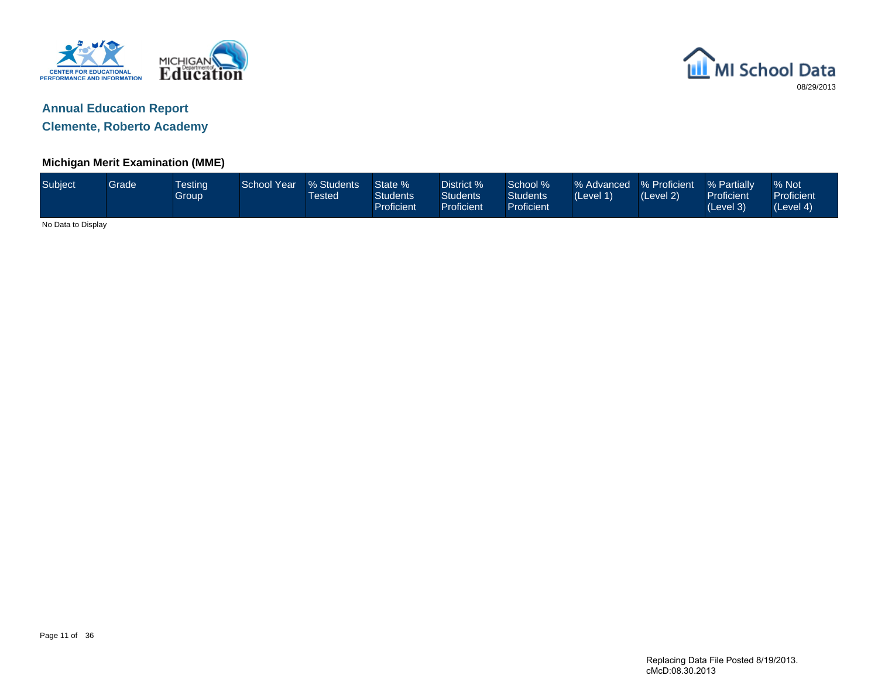## Annual Education Report
## Clemente, Roberto Academy

### Michigan Merit Examination (MME)

| Subject | Grade | Testing Group | School Year | % Students Tested | State % Students Proficient | District % Students Proficient | School % Students Proficient | % Advanced (Level 1) | % Proficient (Level 2) | % Partially Proficient (Level 3) | % Not Proficient (Level 4) |
|---|---|---|---|---|---|---|---|---|---|---|---|

No Data to Display

Replacing Data File Posted 8/19/2013.
cMcD:08.30.2013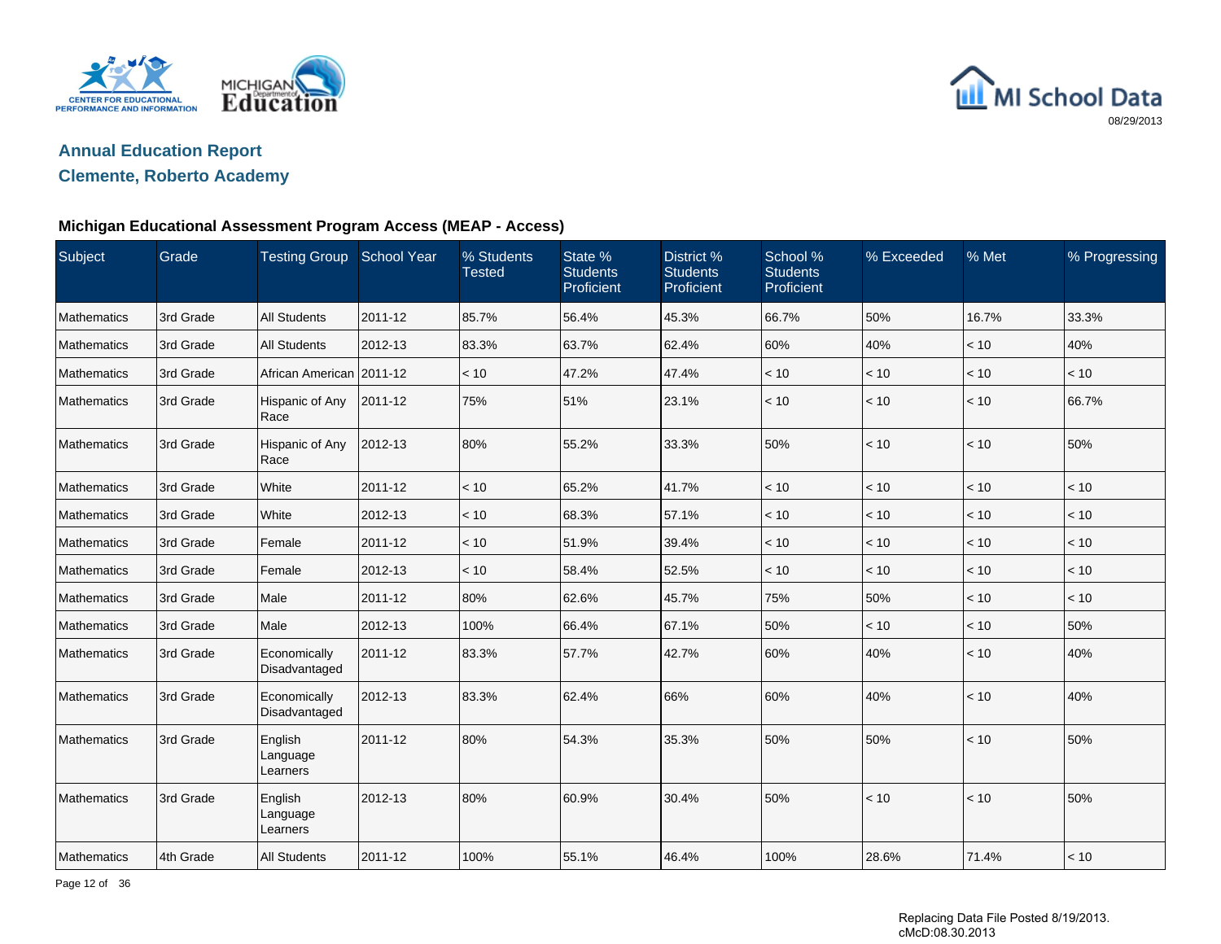# Annual Education Report

## Clemente, Roberto Academy

### Michigan Educational Assessment Program Access (MEAP - Access)

| Subject | Grade | Testing Group | School Year | % Students Tested | State % Students Proficient | District % Students Proficient | School % Students Proficient | % Exceeded | % Met | % Progressing |
|---|---|---|---|---|---|---|---|---|---|---|
| Mathematics | 3rd Grade | All Students | 2011-12 | 85.7% | 56.4% | 45.3% | 66.7% | 50% | 16.7% | 33.3% |
| Mathematics | 3rd Grade | All Students | 2012-13 | 83.3% | 63.7% | 62.4% | 60% | 40% | < 10 | 40% |
| Mathematics | 3rd Grade | African American | 2011-12 | < 10 | 47.2% | 47.4% | < 10 | < 10 | < 10 | < 10 |
| Mathematics | 3rd Grade | Hispanic of Any Race | 2011-12 | 75% | 51% | 23.1% | < 10 | < 10 | < 10 | 66.7% |
| Mathematics | 3rd Grade | Hispanic of Any Race | 2012-13 | 80% | 55.2% | 33.3% | 50% | < 10 | < 10 | 50% |
| Mathematics | 3rd Grade | White | 2011-12 | < 10 | 65.2% | 41.7% | < 10 | < 10 | < 10 | < 10 |
| Mathematics | 3rd Grade | White | 2012-13 | < 10 | 68.3% | 57.1% | < 10 | < 10 | < 10 | < 10 |
| Mathematics | 3rd Grade | Female | 2011-12 | < 10 | 51.9% | 39.4% | < 10 | < 10 | < 10 | < 10 |
| Mathematics | 3rd Grade | Female | 2012-13 | < 10 | 58.4% | 52.5% | < 10 | < 10 | < 10 | < 10 |
| Mathematics | 3rd Grade | Male | 2011-12 | 80% | 62.6% | 45.7% | 75% | 50% | < 10 | < 10 |
| Mathematics | 3rd Grade | Male | 2012-13 | 100% | 66.4% | 67.1% | 50% | < 10 | < 10 | 50% |
| Mathematics | 3rd Grade | Economically Disadvantaged | 2011-12 | 83.3% | 57.7% | 42.7% | 60% | 40% | < 10 | 40% |
| Mathematics | 3rd Grade | Economically Disadvantaged | 2012-13 | 83.3% | 62.4% | 66% | 60% | 40% | < 10 | 40% |
| Mathematics | 3rd Grade | English Language Learners | 2011-12 | 80% | 54.3% | 35.3% | 50% | 50% | < 10 | 50% |
| Mathematics | 3rd Grade | English Language Learners | 2012-13 | 80% | 60.9% | 30.4% | 50% | < 10 | < 10 | 50% |
| Mathematics | 4th Grade | All Students | 2011-12 | 100% | 55.1% | 46.4% | 100% | 28.6% | 71.4% | < 10 |

Replacing Data File Posted 8/19/2013.
cMcD:08.30.2013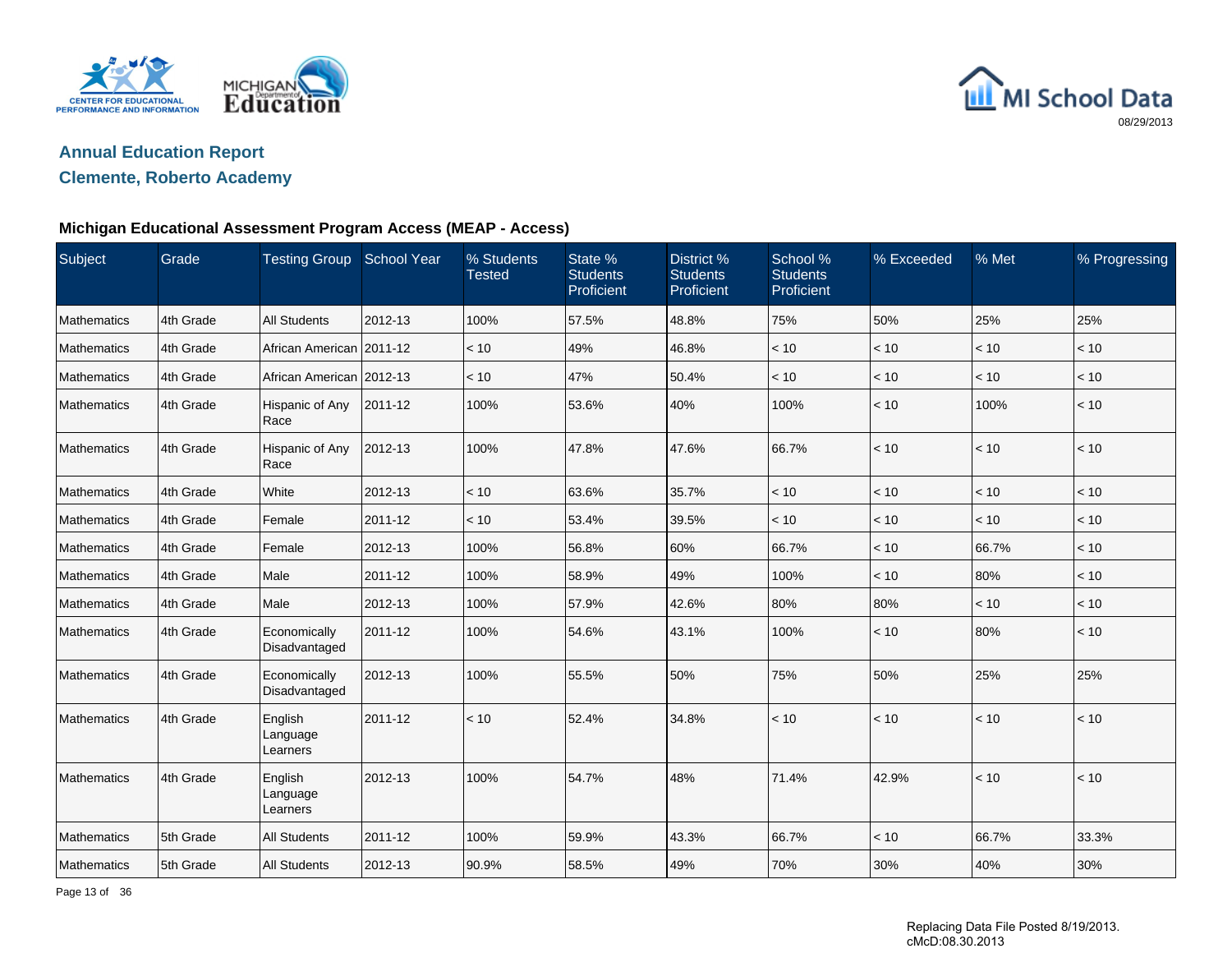## Annual Education Report

## Clemente, Roberto Academy

### Michigan Educational Assessment Program Access (MEAP - Access)

| Subject | Grade | Testing Group | School Year | % Students Tested | State % Students Proficient | District % Students Proficient | School % Students Proficient | % Exceeded | % Met | % Progressing |
|---|---|---|---|---|---|---|---|---|---|---|
| Mathematics | 4th Grade | All Students | 2012-13 | 100% | 57.5% | 48.8% | 75% | 50% | 25% | 25% |
| Mathematics | 4th Grade | African American | 2011-12 | < 10 | 49% | 46.8% | < 10 | < 10 | < 10 | < 10 |
| Mathematics | 4th Grade | African American | 2012-13 | < 10 | 47% | 50.4% | < 10 | < 10 | < 10 | < 10 |
| Mathematics | 4th Grade | Hispanic of Any Race | 2011-12 | 100% | 53.6% | 40% | 100% | < 10 | 100% | < 10 |
| Mathematics | 4th Grade | Hispanic of Any Race | 2012-13 | 100% | 47.8% | 47.6% | 66.7% | < 10 | < 10 | < 10 |
| Mathematics | 4th Grade | White | 2012-13 | < 10 | 63.6% | 35.7% | < 10 | < 10 | < 10 | < 10 |
| Mathematics | 4th Grade | Female | 2011-12 | < 10 | 53.4% | 39.5% | < 10 | < 10 | < 10 | < 10 |
| Mathematics | 4th Grade | Female | 2012-13 | 100% | 56.8% | 60% | 66.7% | < 10 | 66.7% | < 10 |
| Mathematics | 4th Grade | Male | 2011-12 | 100% | 58.9% | 49% | 100% | < 10 | 80% | < 10 |
| Mathematics | 4th Grade | Male | 2012-13 | 100% | 57.9% | 42.6% | 80% | 80% | < 10 | < 10 |
| Mathematics | 4th Grade | Economically Disadvantaged | 2011-12 | 100% | 54.6% | 43.1% | 100% | < 10 | 80% | < 10 |
| Mathematics | 4th Grade | Economically Disadvantaged | 2012-13 | 100% | 55.5% | 50% | 75% | 50% | 25% | 25% |
| Mathematics | 4th Grade | English Language Learners | 2011-12 | < 10 | 52.4% | 34.8% | < 10 | < 10 | < 10 | < 10 |
| Mathematics | 4th Grade | English Language Learners | 2012-13 | 100% | 54.7% | 48% | 71.4% | 42.9% | < 10 | < 10 |
| Mathematics | 5th Grade | All Students | 2011-12 | 100% | 59.9% | 43.3% | 66.7% | < 10 | 66.7% | 33.3% |
| Mathematics | 5th Grade | All Students | 2012-13 | 90.9% | 58.5% | 49% | 70% | 30% | 40% | 30% |

Replacing Data File Posted 8/19/2013.
cMcD:08.30.2013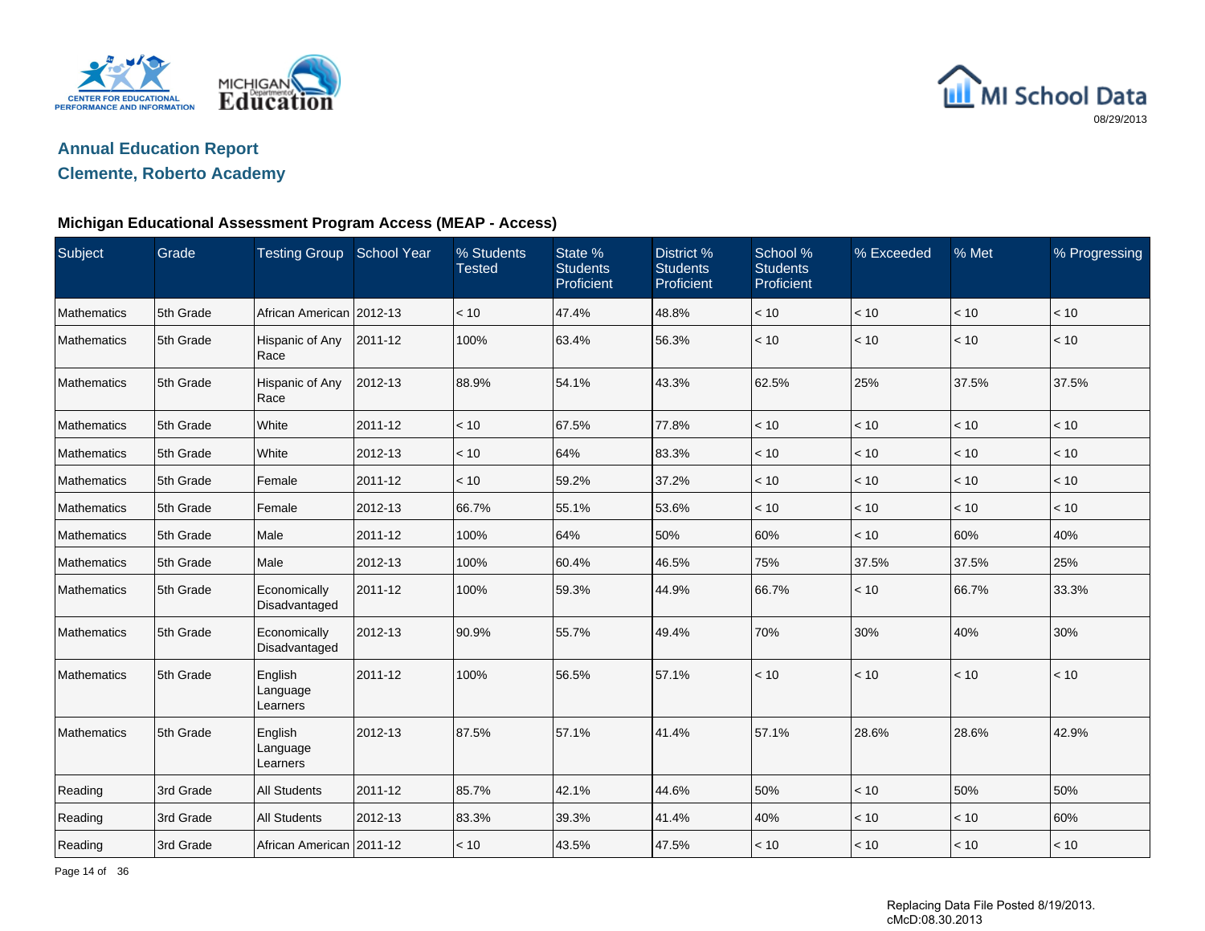## Annual Education Report
## Clemente, Roberto Academy

### Michigan Educational Assessment Program Access (MEAP - Access)

| Subject | Grade | Testing Group | School Year | % Students Tested | State % Students Proficient | District % Students Proficient | School % Students Proficient | % Exceeded | % Met | % Progressing |
|---|---|---|---|---|---|---|---|---|---|---|
| Mathematics | 5th Grade | African American | 2012-13 | < 10 | 47.4% | 48.8% | < 10 | < 10 | < 10 | < 10 |
| Mathematics | 5th Grade | Hispanic of Any Race | 2011-12 | 100% | 63.4% | 56.3% | < 10 | < 10 | < 10 | < 10 |
| Mathematics | 5th Grade | Hispanic of Any Race | 2012-13 | 88.9% | 54.1% | 43.3% | 62.5% | 25% | 37.5% | 37.5% |
| Mathematics | 5th Grade | White | 2011-12 | < 10 | 67.5% | 77.8% | < 10 | < 10 | < 10 | < 10 |
| Mathematics | 5th Grade | White | 2012-13 | < 10 | 64% | 83.3% | < 10 | < 10 | < 10 | < 10 |
| Mathematics | 5th Grade | Female | 2011-12 | < 10 | 59.2% | 37.2% | < 10 | < 10 | < 10 | < 10 |
| Mathematics | 5th Grade | Female | 2012-13 | 66.7% | 55.1% | 53.6% | < 10 | < 10 | < 10 | < 10 |
| Mathematics | 5th Grade | Male | 2011-12 | 100% | 64% | 50% | 60% | < 10 | 60% | 40% |
| Mathematics | 5th Grade | Male | 2012-13 | 100% | 60.4% | 46.5% | 75% | 37.5% | 37.5% | 25% |
| Mathematics | 5th Grade | Economically Disadvantaged | 2011-12 | 100% | 59.3% | 44.9% | 66.7% | < 10 | 66.7% | 33.3% |
| Mathematics | 5th Grade | Economically Disadvantaged | 2012-13 | 90.9% | 55.7% | 49.4% | 70% | 30% | 40% | 30% |
| Mathematics | 5th Grade | English Language Learners | 2011-12 | 100% | 56.5% | 57.1% | < 10 | < 10 | < 10 | < 10 |
| Mathematics | 5th Grade | English Language Learners | 2012-13 | 87.5% | 57.1% | 41.4% | 57.1% | 28.6% | 28.6% | 42.9% |
| Reading | 3rd Grade | All Students | 2011-12 | 85.7% | 42.1% | 44.6% | 50% | < 10 | 50% | 50% |
| Reading | 3rd Grade | All Students | 2012-13 | 83.3% | 39.3% | 41.4% | 40% | < 10 | < 10 | 60% |
| Reading | 3rd Grade | African American | 2011-12 | < 10 | 43.5% | 47.5% | < 10 | < 10 | < 10 | < 10 |

Replacing Data File Posted 8/19/2013.
cMcD:08.30.2013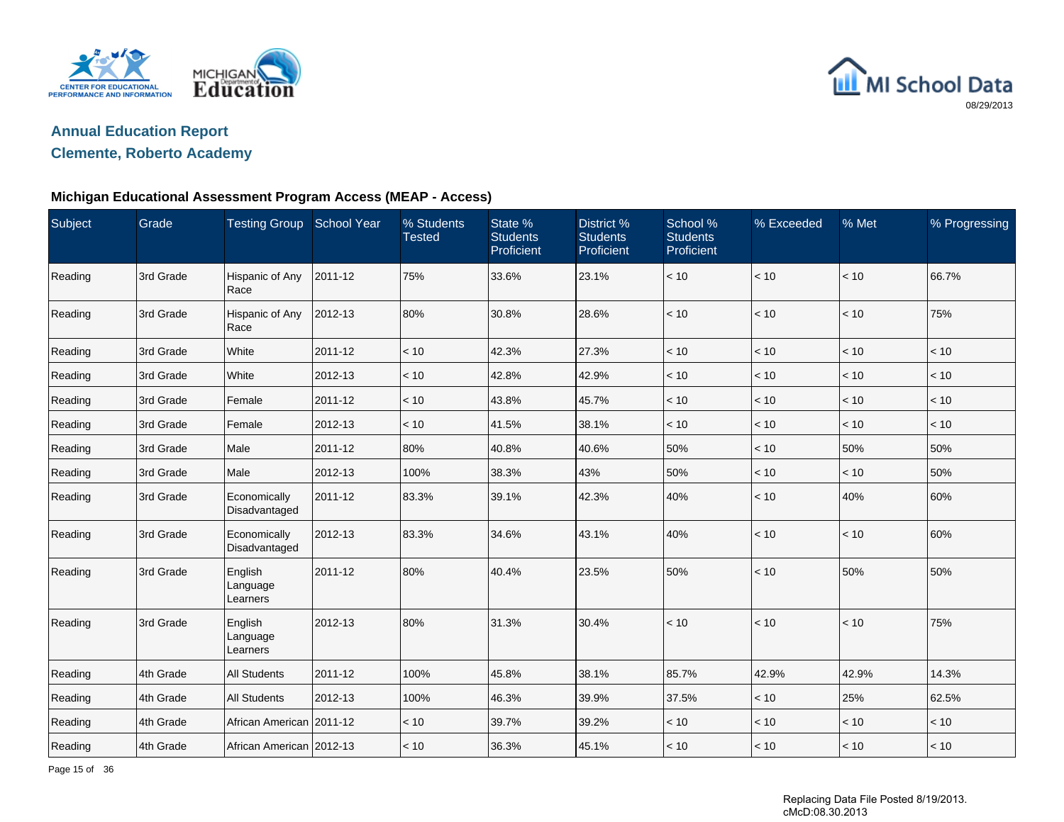## Annual Education Report

## Clemente, Roberto Academy

### Michigan Educational Assessment Program Access (MEAP - Access)

| Subject | Grade | Testing Group | School Year | % Students Tested | State % Students Proficient | District % Students Proficient | School % Students Proficient | % Exceeded | % Met | % Progressing |
|---|---|---|---|---|---|---|---|---|---|---|
| Reading | 3rd Grade | Hispanic of Any Race | 2011-12 | 75% | 33.6% | 23.1% | < 10 | < 10 | < 10 | 66.7% |
| Reading | 3rd Grade | Hispanic of Any Race | 2012-13 | 80% | 30.8% | 28.6% | < 10 | < 10 | < 10 | 75% |
| Reading | 3rd Grade | White | 2011-12 | < 10 | 42.3% | 27.3% | < 10 | < 10 | < 10 | < 10 |
| Reading | 3rd Grade | White | 2012-13 | < 10 | 42.8% | 42.9% | < 10 | < 10 | < 10 | < 10 |
| Reading | 3rd Grade | Female | 2011-12 | < 10 | 43.8% | 45.7% | < 10 | < 10 | < 10 | < 10 |
| Reading | 3rd Grade | Female | 2012-13 | < 10 | 41.5% | 38.1% | < 10 | < 10 | < 10 | < 10 |
| Reading | 3rd Grade | Male | 2011-12 | 80% | 40.8% | 40.6% | 50% | < 10 | 50% | 50% |
| Reading | 3rd Grade | Male | 2012-13 | 100% | 38.3% | 43% | 50% | < 10 | < 10 | 50% |
| Reading | 3rd Grade | Economically Disadvantaged | 2011-12 | 83.3% | 39.1% | 42.3% | 40% | < 10 | 40% | 60% |
| Reading | 3rd Grade | Economically Disadvantaged | 2012-13 | 83.3% | 34.6% | 43.1% | 40% | < 10 | < 10 | 60% |
| Reading | 3rd Grade | English Language Learners | 2011-12 | 80% | 40.4% | 23.5% | 50% | < 10 | 50% | 50% |
| Reading | 3rd Grade | English Language Learners | 2012-13 | 80% | 31.3% | 30.4% | < 10 | < 10 | < 10 | 75% |
| Reading | 4th Grade | All Students | 2011-12 | 100% | 45.8% | 38.1% | 85.7% | 42.9% | 42.9% | 14.3% |
| Reading | 4th Grade | All Students | 2012-13 | 100% | 46.3% | 39.9% | 37.5% | < 10 | 25% | 62.5% |
| Reading | 4th Grade | African American | 2011-12 | < 10 | 39.7% | 39.2% | < 10 | < 10 | < 10 | < 10 |
| Reading | 4th Grade | African American | 2012-13 | < 10 | 36.3% | 45.1% | < 10 | < 10 | < 10 | < 10 |

Replacing Data File Posted 8/19/2013.
cMcD:08.30.2013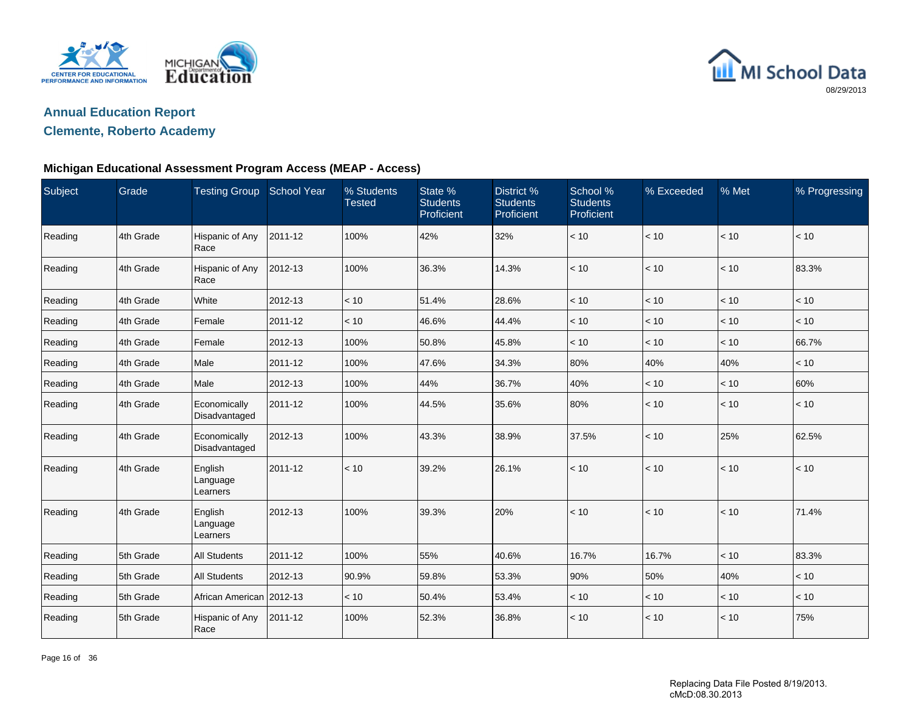## Annual Education Report

## Clemente, Roberto Academy

### Michigan Educational Assessment Program Access (MEAP - Access)

| Subject | Grade | Testing Group | School Year | % Students Tested | State % Students Proficient | District % Students Proficient | School % Students Proficient | % Exceeded | % Met | % Progressing |
|---|---|---|---|---|---|---|---|---|---|---|
| Reading | 4th Grade | Hispanic of Any Race | 2011-12 | 100% | 42% | 32% | < 10 | < 10 | < 10 | < 10 |
| Reading | 4th Grade | Hispanic of Any Race | 2012-13 | 100% | 36.3% | 14.3% | < 10 | < 10 | < 10 | 83.3% |
| Reading | 4th Grade | White | 2012-13 | < 10 | 51.4% | 28.6% | < 10 | < 10 | < 10 | < 10 |
| Reading | 4th Grade | Female | 2011-12 | < 10 | 46.6% | 44.4% | < 10 | < 10 | < 10 | < 10 |
| Reading | 4th Grade | Female | 2012-13 | 100% | 50.8% | 45.8% | < 10 | < 10 | < 10 | 66.7% |
| Reading | 4th Grade | Male | 2011-12 | 100% | 47.6% | 34.3% | 80% | 40% | 40% | < 10 |
| Reading | 4th Grade | Male | 2012-13 | 100% | 44% | 36.7% | 40% | < 10 | < 10 | 60% |
| Reading | 4th Grade | Economically Disadvantaged | 2011-12 | 100% | 44.5% | 35.6% | 80% | < 10 | < 10 | < 10 |
| Reading | 4th Grade | Economically Disadvantaged | 2012-13 | 100% | 43.3% | 38.9% | 37.5% | < 10 | 25% | 62.5% |
| Reading | 4th Grade | English Language Learners | 2011-12 | < 10 | 39.2% | 26.1% | < 10 | < 10 | < 10 | < 10 |
| Reading | 4th Grade | English Language Learners | 2012-13 | 100% | 39.3% | 20% | < 10 | < 10 | < 10 | 71.4% |
| Reading | 5th Grade | All Students | 2011-12 | 100% | 55% | 40.6% | 16.7% | 16.7% | < 10 | 83.3% |
| Reading | 5th Grade | All Students | 2012-13 | 90.9% | 59.8% | 53.3% | 90% | 50% | 40% | < 10 |
| Reading | 5th Grade | African American | 2012-13 | < 10 | 50.4% | 53.4% | < 10 | < 10 | < 10 | < 10 |
| Reading | 5th Grade | Hispanic of Any Race | 2011-12 | 100% | 52.3% | 36.8% | < 10 | < 10 | < 10 | 75% |

Replacing Data File Posted 8/19/2013.
cMcD:08.30.2013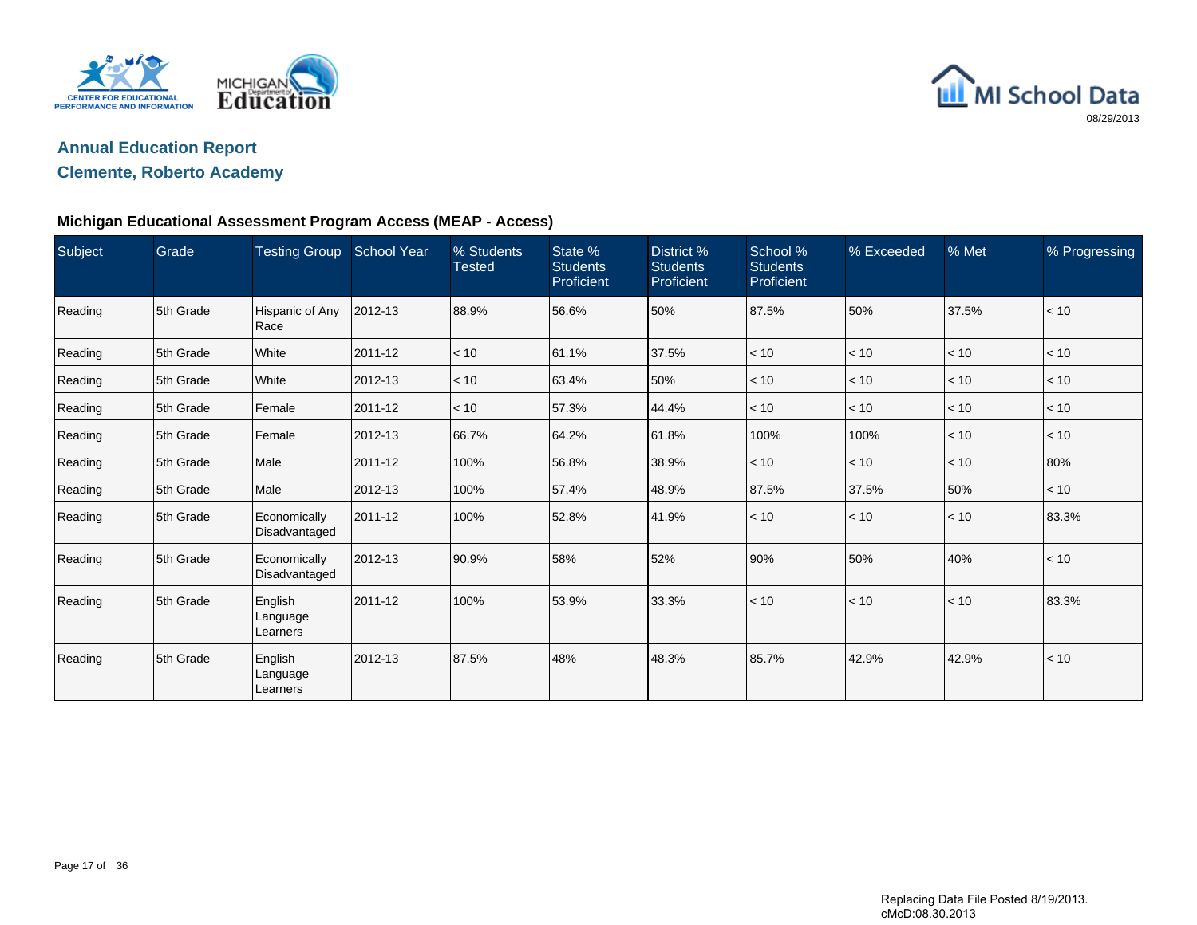## Annual Education Report

## Clemente, Roberto Academy

### Michigan Educational Assessment Program Access (MEAP - Access)

| Subject | Grade | Testing Group | School Year | % Students Tested | State % Students Proficient | District % Students Proficient | School % Students Proficient | % Exceeded | % Met | % Progressing |
|---|---|---|---|---|---|---|---|---|---|---|
| Reading | 5th Grade | Hispanic of Any Race | 2012-13 | 88.9% | 56.6% | 50% | 87.5% | 50% | 37.5% | < 10 |
| Reading | 5th Grade | White | 2011-12 | < 10 | 61.1% | 37.5% | < 10 | < 10 | < 10 | < 10 |
| Reading | 5th Grade | White | 2012-13 | < 10 | 63.4% | 50% | < 10 | < 10 | < 10 | < 10 |
| Reading | 5th Grade | Female | 2011-12 | < 10 | 57.3% | 44.4% | < 10 | < 10 | < 10 | < 10 |
| Reading | 5th Grade | Female | 2012-13 | 66.7% | 64.2% | 61.8% | 100% | 100% | < 10 | < 10 |
| Reading | 5th Grade | Male | 2011-12 | 100% | 56.8% | 38.9% | < 10 | < 10 | < 10 | 80% |
| Reading | 5th Grade | Male | 2012-13 | 100% | 57.4% | 48.9% | 87.5% | 37.5% | 50% | < 10 |
| Reading | 5th Grade | Economically Disadvantaged | 2011-12 | 100% | 52.8% | 41.9% | < 10 | < 10 | < 10 | 83.3% |
| Reading | 5th Grade | Economically Disadvantaged | 2012-13 | 90.9% | 58% | 52% | 90% | 50% | 40% | < 10 |
| Reading | 5th Grade | English Language Learners | 2011-12 | 100% | 53.9% | 33.3% | < 10 | < 10 | < 10 | 83.3% |
| Reading | 5th Grade | English Language Learners | 2012-13 | 87.5% | 48% | 48.3% | 85.7% | 42.9% | 42.9% | < 10 |

Replacing Data File Posted 8/19/2013.
cMcD:08.30.2013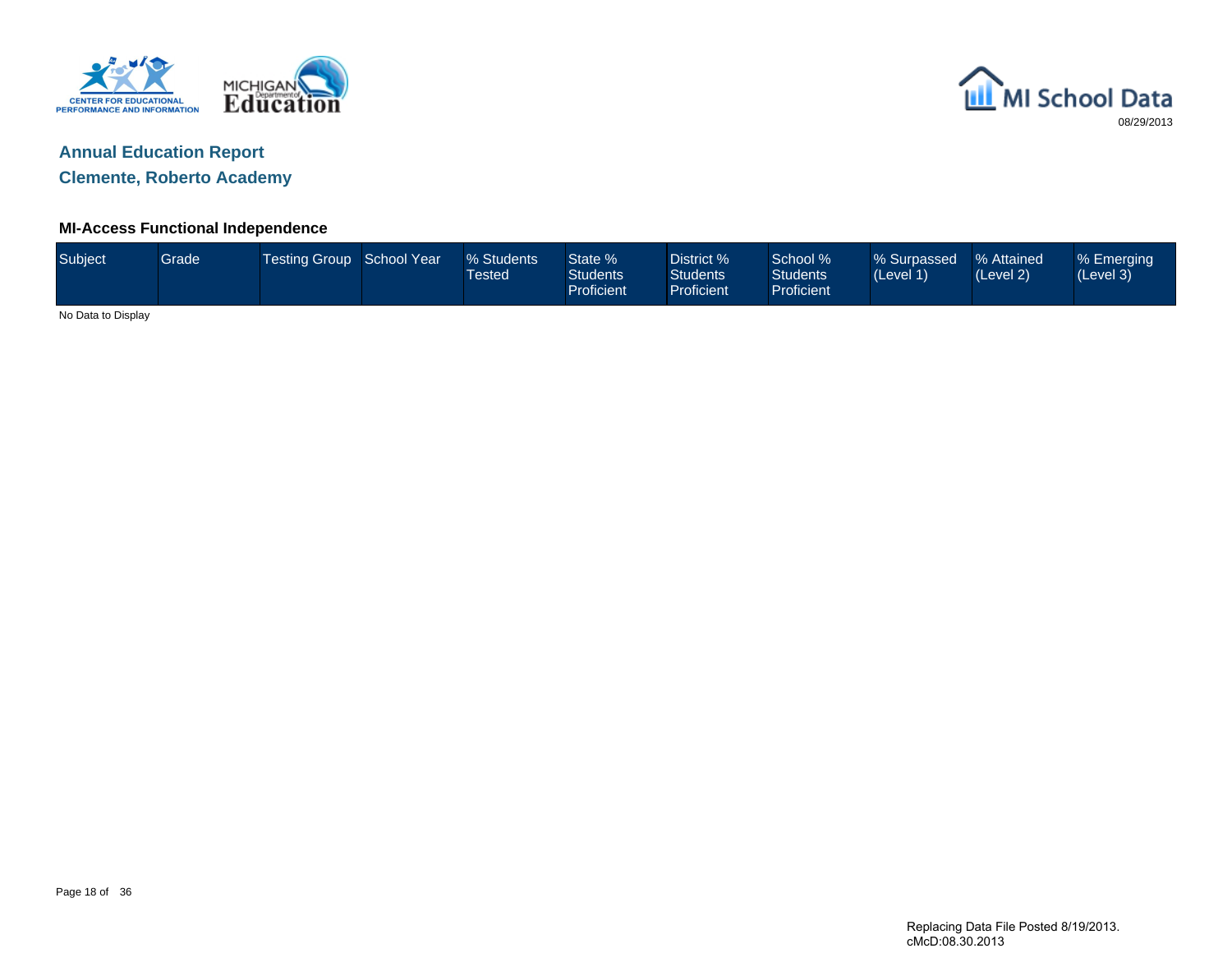## Annual Education Report

## Clemente, Roberto Academy

### MI-Access Functional Independence

| Subject | Grade | Testing Group | School Year | % Students Tested | State % Students Proficient | District % Students Proficient | School % Students Proficient | % Surpassed (Level 1) | % Attained (Level 2) | % Emerging (Level 3) |
|---|---|---|---|---|---|---|---|---|---|---|

No Data to Display

Replacing Data File Posted 8/19/2013.
cMcD:08.30.2013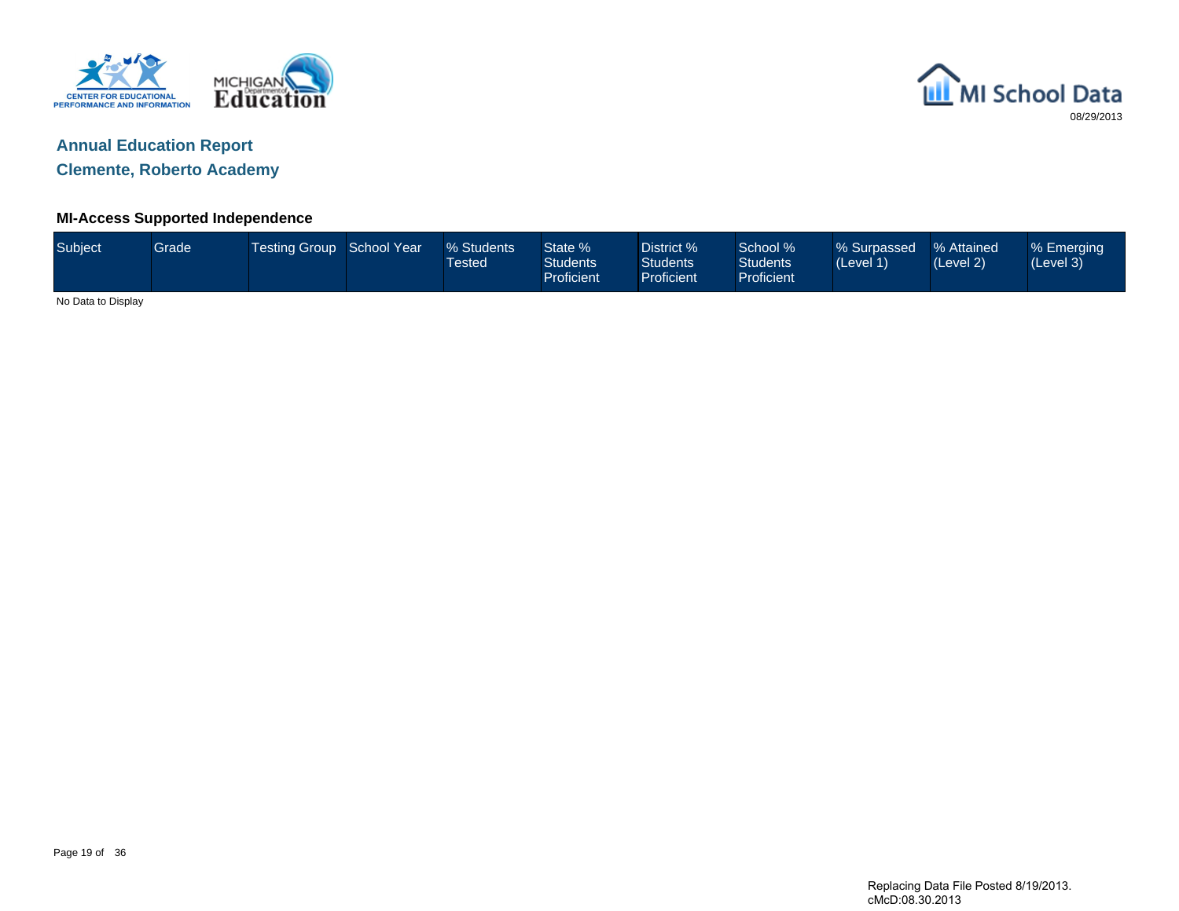## Annual Education Report

## Clemente, Roberto Academy

### MI-Access Supported Independence

| Subject | Grade | Testing Group | School Year | % Students Tested | State % Students Proficient | District % Students Proficient | School % Students Proficient | % Surpassed (Level 1) | % Attained (Level 2) | % Emerging (Level 3) |
|---|---|---|---|---|---|---|---|---|---|---|

No Data to Display

Replacing Data File Posted 8/19/2013.
cMcD:08.30.2013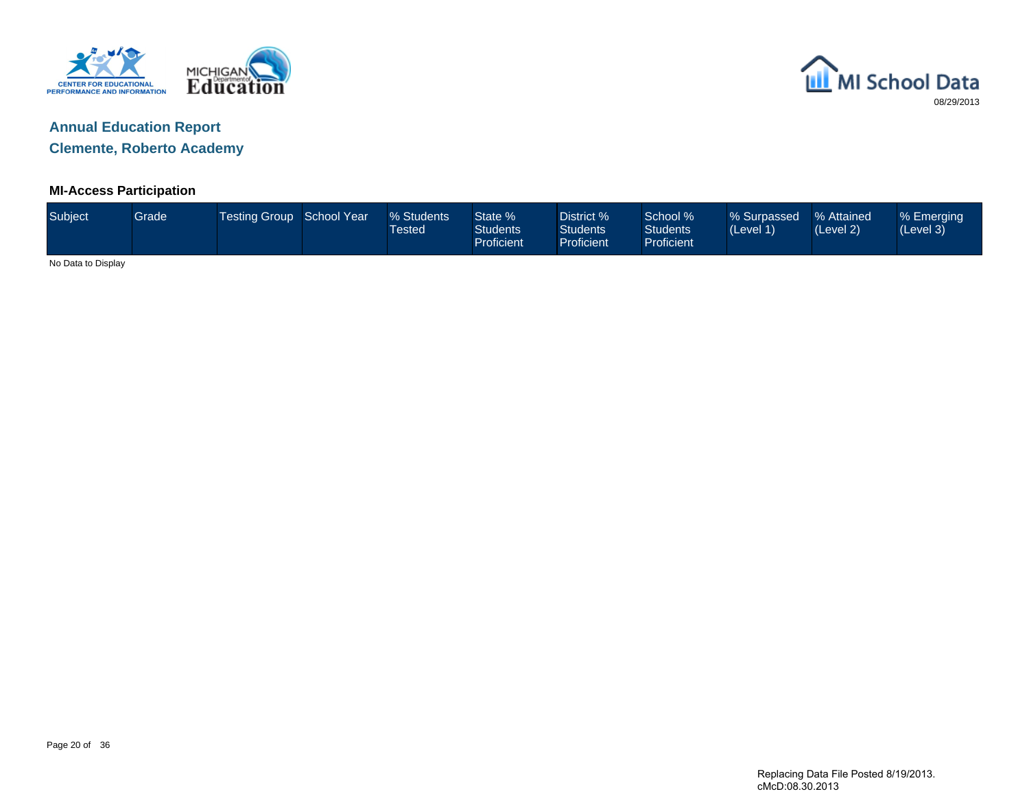08/29/2013

## Annual Education Report

## Clemente, Roberto Academy

### MI-Access Participation

| Subject | Grade | Testing Group | School Year | % Students Tested | State % Students Proficient | District % Students Proficient | School % Students Proficient | % Surpassed (Level 1) | % Attained (Level 2) | % Emerging (Level 3) |
|---|---|---|---|---|---|---|---|---|---|---|

No Data to Display

Replacing Data File Posted 8/19/2013.
cMcD:08.30.2013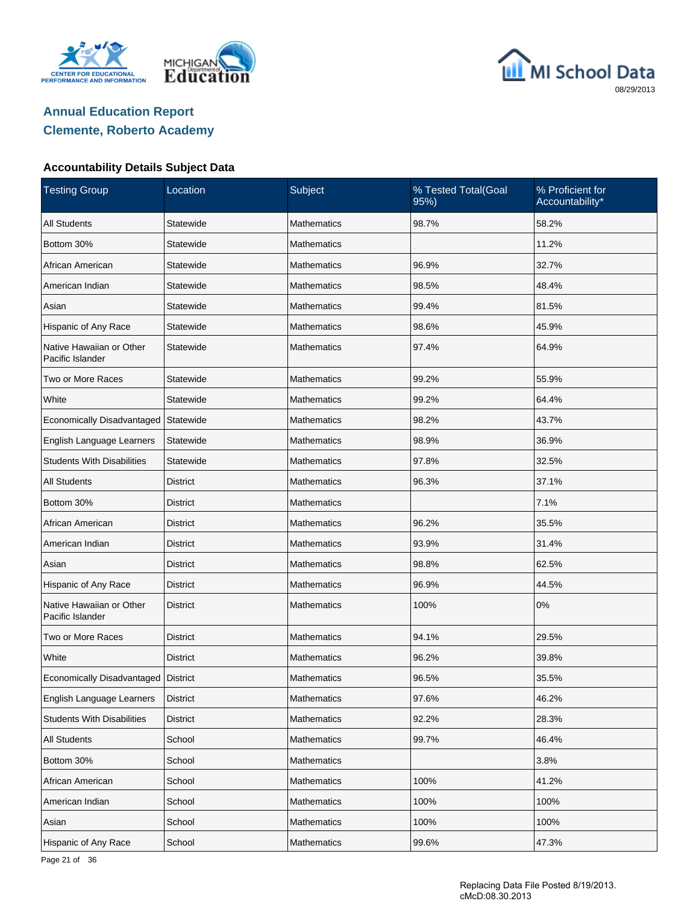## Annual Education Report
## Clemente, Roberto Academy

### Accountability Details Subject Data

| Testing Group | Location | Subject | % Tested Total(Goal 95%) | % Proficient for Accountability* |
|---|---|---|---|---|
| All Students | Statewide | Mathematics | 98.7% | 58.2% |
| Bottom 30% | Statewide | Mathematics | | 11.2% |
| African American | Statewide | Mathematics | 96.9% | 32.7% |
| American Indian | Statewide | Mathematics | 98.5% | 48.4% |
| Asian | Statewide | Mathematics | 99.4% | 81.5% |
| Hispanic of Any Race | Statewide | Mathematics | 98.6% | 45.9% |
| Native Hawaiian or Other Pacific Islander | Statewide | Mathematics | 97.4% | 64.9% |
| Two or More Races | Statewide | Mathematics | 99.2% | 55.9% |
| White | Statewide | Mathematics | 99.2% | 64.4% |
| Economically Disadvantaged | Statewide | Mathematics | 98.2% | 43.7% |
| English Language Learners | Statewide | Mathematics | 98.9% | 36.9% |
| Students With Disabilities | Statewide | Mathematics | 97.8% | 32.5% |
| All Students | District | Mathematics | 96.3% | 37.1% |
| Bottom 30% | District | Mathematics | | 7.1% |
| African American | District | Mathematics | 96.2% | 35.5% |
| American Indian | District | Mathematics | 93.9% | 31.4% |
| Asian | District | Mathematics | 98.8% | 62.5% |
| Hispanic of Any Race | District | Mathematics | 96.9% | 44.5% |
| Native Hawaiian or Other Pacific Islander | District | Mathematics | 100% | 0% |
| Two or More Races | District | Mathematics | 94.1% | 29.5% |
| White | District | Mathematics | 96.2% | 39.8% |
| Economically Disadvantaged | District | Mathematics | 96.5% | 35.5% |
| English Language Learners | District | Mathematics | 97.6% | 46.2% |
| Students With Disabilities | District | Mathematics | 92.2% | 28.3% |
| All Students | School | Mathematics | 99.7% | 46.4% |
| Bottom 30% | School | Mathematics | | 3.8% |
| African American | School | Mathematics | 100% | 41.2% |
| American Indian | School | Mathematics | 100% | 100% |
| Asian | School | Mathematics | 100% | 100% |
| Hispanic of Any Race | School | Mathematics | 99.6% | 47.3% |

Replacing Data File Posted 8/19/2013.
cMcD:08.30.2013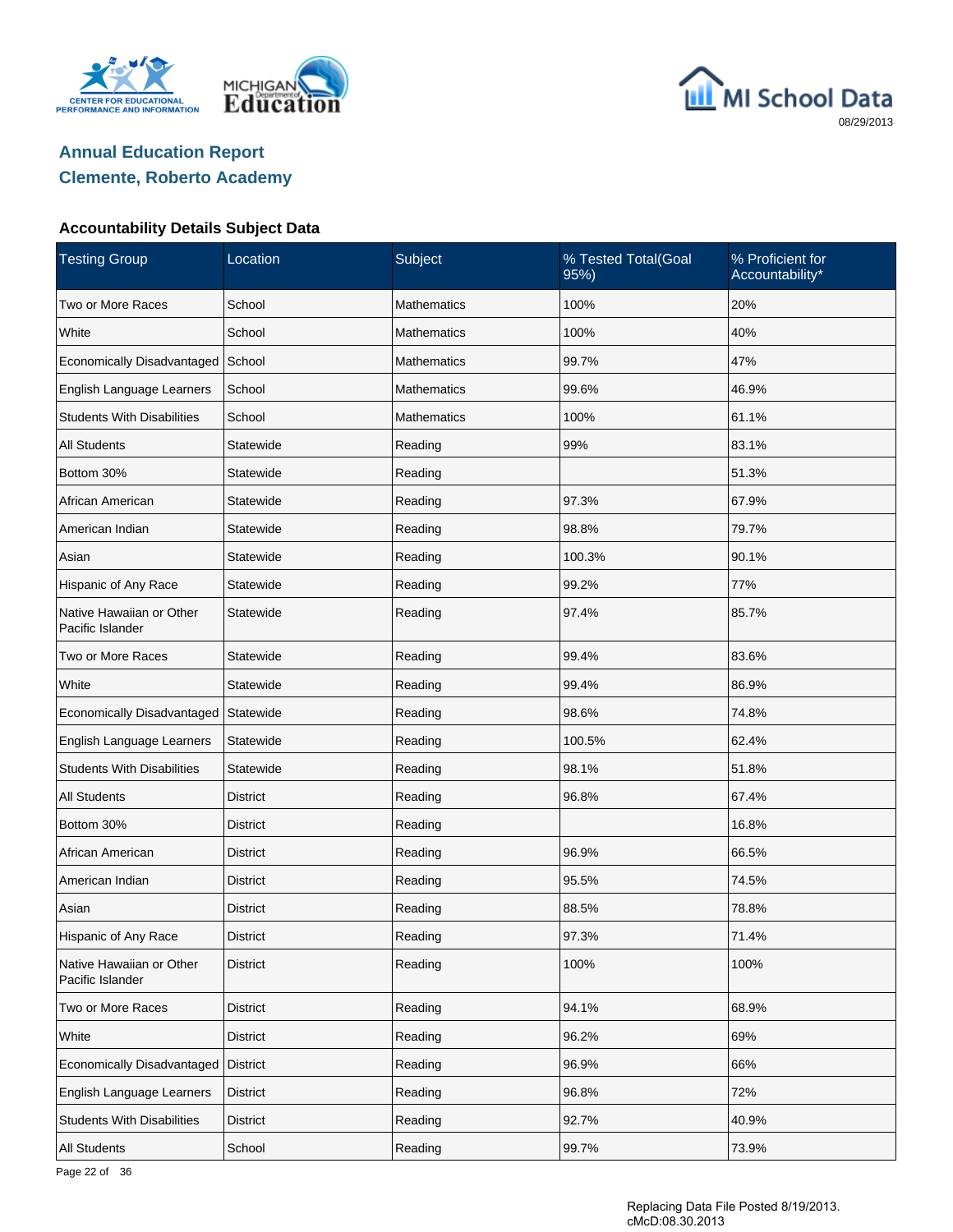**Annual Education Report**
**Clemente, Roberto Academy**

### Accountability Details Subject Data

| Testing Group | Location | Subject | % Tested Total(Goal 95%) | % Proficient for Accountability* |
|---|---|---|---|---|
| Two or More Races | School | Mathematics | 100% | 20% |
| White | School | Mathematics | 100% | 40% |
| Economically Disadvantaged | School | Mathematics | 99.7% | 47% |
| English Language Learners | School | Mathematics | 99.6% | 46.9% |
| Students With Disabilities | School | Mathematics | 100% | 61.1% |
| All Students | Statewide | Reading | 99% | 83.1% |
| Bottom 30% | Statewide | Reading | | 51.3% |
| African American | Statewide | Reading | 97.3% | 67.9% |
| American Indian | Statewide | Reading | 98.8% | 79.7% |
| Asian | Statewide | Reading | 100.3% | 90.1% |
| Hispanic of Any Race | Statewide | Reading | 99.2% | 77% |
| Native Hawaiian or Other Pacific Islander | Statewide | Reading | 97.4% | 85.7% |
| Two or More Races | Statewide | Reading | 99.4% | 83.6% |
| White | Statewide | Reading | 99.4% | 86.9% |
| Economically Disadvantaged | Statewide | Reading | 98.6% | 74.8% |
| English Language Learners | Statewide | Reading | 100.5% | 62.4% |
| Students With Disabilities | Statewide | Reading | 98.1% | 51.8% |
| All Students | District | Reading | 96.8% | 67.4% |
| Bottom 30% | District | Reading | | 16.8% |
| African American | District | Reading | 96.9% | 66.5% |
| American Indian | District | Reading | 95.5% | 74.5% |
| Asian | District | Reading | 88.5% | 78.8% |
| Hispanic of Any Race | District | Reading | 97.3% | 71.4% |
| Native Hawaiian or Other Pacific Islander | District | Reading | 100% | 100% |
| Two or More Races | District | Reading | 94.1% | 68.9% |
| White | District | Reading | 96.2% | 69% |
| Economically Disadvantaged | District | Reading | 96.9% | 66% |
| English Language Learners | District | Reading | 96.8% | 72% |
| Students With Disabilities | District | Reading | 92.7% | 40.9% |
| All Students | School | Reading | 99.7% | 73.9% |

Replacing Data File Posted 8/19/2013.
cMcD:08.30.2013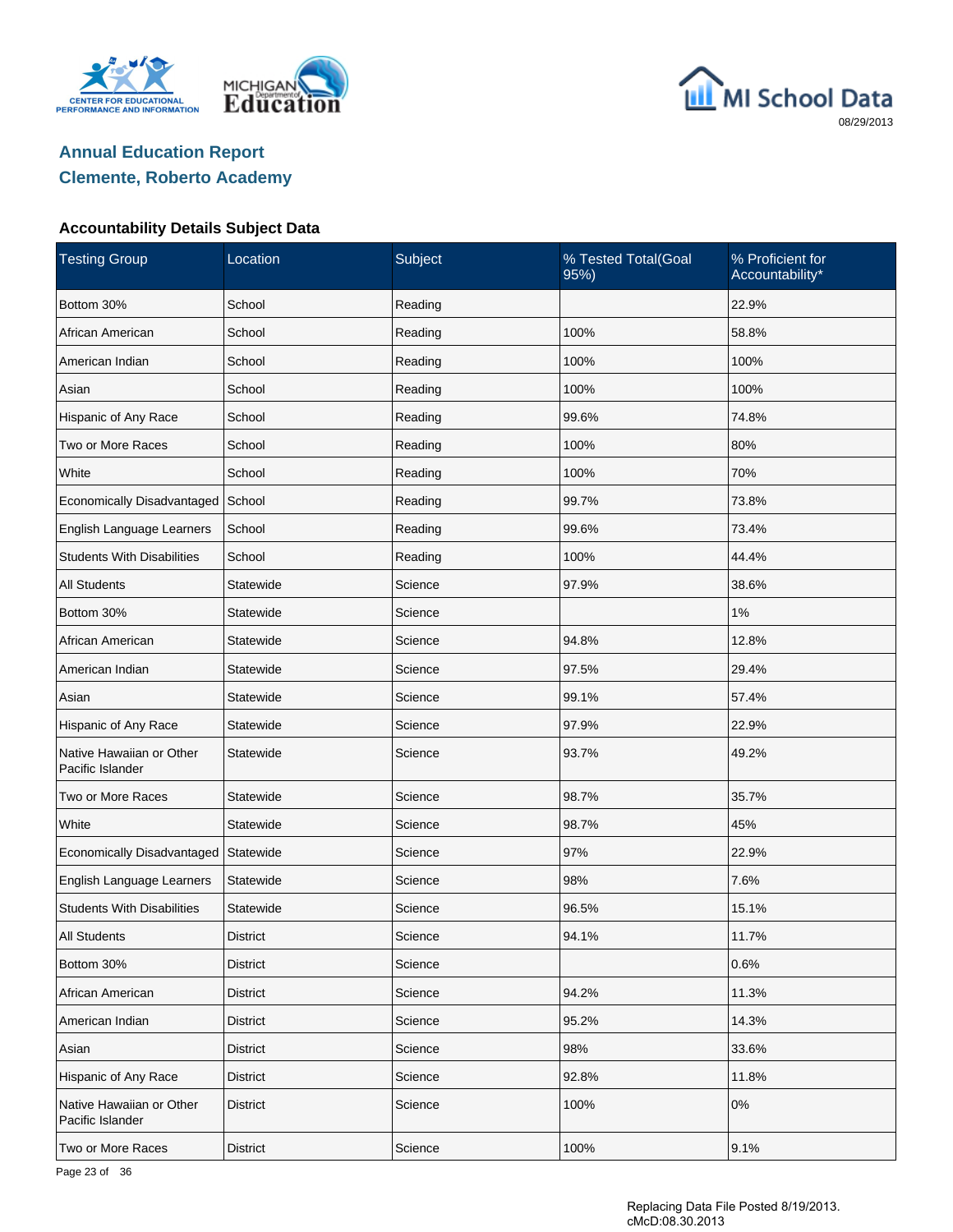## Annual Education Report
## Clemente, Roberto Academy

### Accountability Details Subject Data

| Testing Group | Location | Subject | % Tested Total(Goal 95%) | % Proficient for Accountability* |
|---|---|---|---|---|
| Bottom 30% | School | Reading | | 22.9% |
| African American | School | Reading | 100% | 58.8% |
| American Indian | School | Reading | 100% | 100% |
| Asian | School | Reading | 100% | 100% |
| Hispanic of Any Race | School | Reading | 99.6% | 74.8% |
| Two or More Races | School | Reading | 100% | 80% |
| White | School | Reading | 100% | 70% |
| Economically Disadvantaged | School | Reading | 99.7% | 73.8% |
| English Language Learners | School | Reading | 99.6% | 73.4% |
| Students With Disabilities | School | Reading | 100% | 44.4% |
| All Students | Statewide | Science | 97.9% | 38.6% |
| Bottom 30% | Statewide | Science | | 1% |
| African American | Statewide | Science | 94.8% | 12.8% |
| American Indian | Statewide | Science | 97.5% | 29.4% |
| Asian | Statewide | Science | 99.1% | 57.4% |
| Hispanic of Any Race | Statewide | Science | 97.9% | 22.9% |
| Native Hawaiian or Other Pacific Islander | Statewide | Science | 93.7% | 49.2% |
| Two or More Races | Statewide | Science | 98.7% | 35.7% |
| White | Statewide | Science | 98.7% | 45% |
| Economically Disadvantaged | Statewide | Science | 97% | 22.9% |
| English Language Learners | Statewide | Science | 98% | 7.6% |
| Students With Disabilities | Statewide | Science | 96.5% | 15.1% |
| All Students | District | Science | 94.1% | 11.7% |
| Bottom 30% | District | Science | | 0.6% |
| African American | District | Science | 94.2% | 11.3% |
| American Indian | District | Science | 95.2% | 14.3% |
| Asian | District | Science | 98% | 33.6% |
| Hispanic of Any Race | District | Science | 92.8% | 11.8% |
| Native Hawaiian or Other Pacific Islander | District | Science | 100% | 0% |
| Two or More Races | District | Science | 100% | 9.1% |

Replacing Data File Posted 8/19/2013.
cMcD:08.30.2013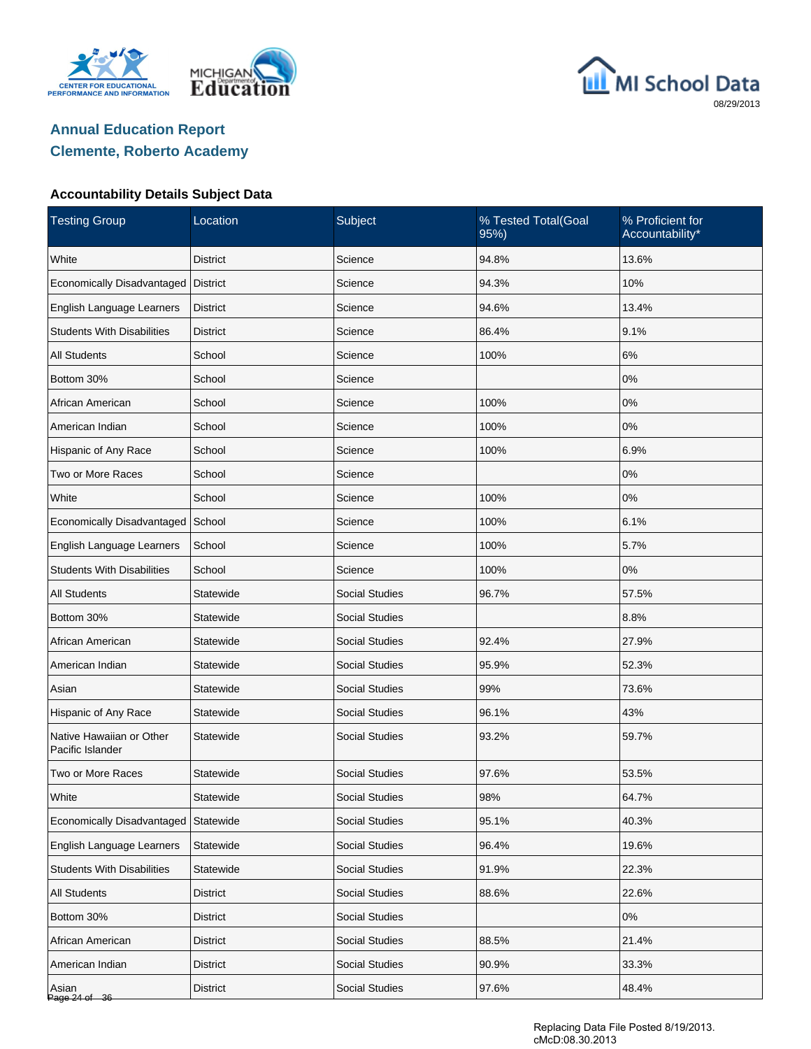## Annual Education Report
## Clemente, Roberto Academy

### Accountability Details Subject Data

| Testing Group | Location | Subject | % Tested Total(Goal 95%) | % Proficient for Accountability* |
|---|---|---|---|---|
| White | District | Science | 94.8% | 13.6% |
| Economically Disadvantaged | District | Science | 94.3% | 10% |
| English Language Learners | District | Science | 94.6% | 13.4% |
| Students With Disabilities | District | Science | 86.4% | 9.1% |
| All Students | School | Science | 100% | 6% |
| Bottom 30% | School | Science | | 0% |
| African American | School | Science | 100% | 0% |
| American Indian | School | Science | 100% | 0% |
| Hispanic of Any Race | School | Science | 100% | 6.9% |
| Two or More Races | School | Science | | 0% |
| White | School | Science | 100% | 0% |
| Economically Disadvantaged | School | Science | 100% | 6.1% |
| English Language Learners | School | Science | 100% | 5.7% |
| Students With Disabilities | School | Science | 100% | 0% |
| All Students | Statewide | Social Studies | 96.7% | 57.5% |
| Bottom 30% | Statewide | Social Studies | | 8.8% |
| African American | Statewide | Social Studies | 92.4% | 27.9% |
| American Indian | Statewide | Social Studies | 95.9% | 52.3% |
| Asian | Statewide | Social Studies | 99% | 73.6% |
| Hispanic of Any Race | Statewide | Social Studies | 96.1% | 43% |
| Native Hawaiian or Other Pacific Islander | Statewide | Social Studies | 93.2% | 59.7% |
| Two or More Races | Statewide | Social Studies | 97.6% | 53.5% |
| White | Statewide | Social Studies | 98% | 64.7% |
| Economically Disadvantaged | Statewide | Social Studies | 95.1% | 40.3% |
| English Language Learners | Statewide | Social Studies | 96.4% | 19.6% |
| Students With Disabilities | Statewide | Social Studies | 91.9% | 22.3% |
| All Students | District | Social Studies | 88.6% | 22.6% |
| Bottom 30% | District | Social Studies | | 0% |
| African American | District | Social Studies | 88.5% | 21.4% |
| American Indian | District | Social Studies | 90.9% | 33.3% |
| Asian | District | Social Studies | 97.6% | 48.4% |

Replacing Data File Posted 8/19/2013.
cMcD:08.30.2013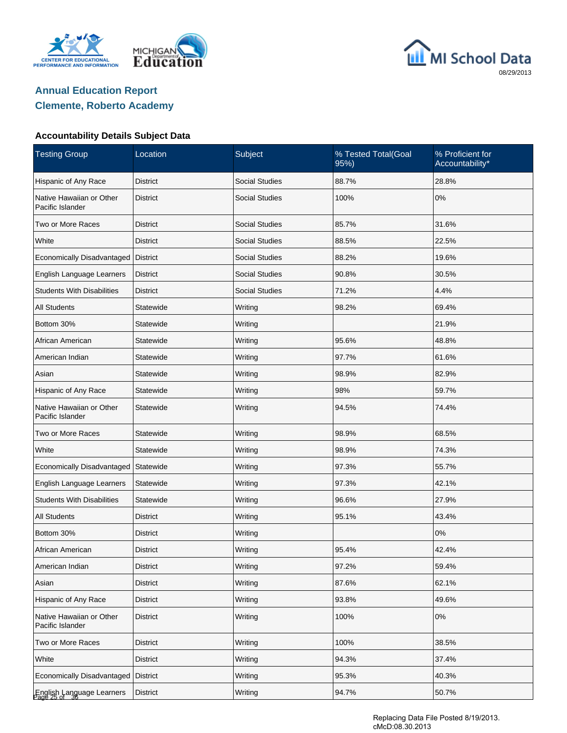## Annual Education Report
## Clemente, Roberto Academy

### Accountability Details Subject Data

| Testing Group | Location | Subject | % Tested Total(Goal 95%) | % Proficient for Accountability* |
|---|---|---|---|---|
| Hispanic of Any Race | District | Social Studies | 88.7% | 28.8% |
| Native Hawaiian or Other Pacific Islander | District | Social Studies | 100% | 0% |
| Two or More Races | District | Social Studies | 85.7% | 31.6% |
| White | District | Social Studies | 88.5% | 22.5% |
| Economically Disadvantaged | District | Social Studies | 88.2% | 19.6% |
| English Language Learners | District | Social Studies | 90.8% | 30.5% |
| Students With Disabilities | District | Social Studies | 71.2% | 4.4% |
| All Students | Statewide | Writing | 98.2% | 69.4% |
| Bottom 30% | Statewide | Writing | | 21.9% |
| African American | Statewide | Writing | 95.6% | 48.8% |
| American Indian | Statewide | Writing | 97.7% | 61.6% |
| Asian | Statewide | Writing | 98.9% | 82.9% |
| Hispanic of Any Race | Statewide | Writing | 98% | 59.7% |
| Native Hawaiian or Other Pacific Islander | Statewide | Writing | 94.5% | 74.4% |
| Two or More Races | Statewide | Writing | 98.9% | 68.5% |
| White | Statewide | Writing | 98.9% | 74.3% |
| Economically Disadvantaged | Statewide | Writing | 97.3% | 55.7% |
| English Language Learners | Statewide | Writing | 97.3% | 42.1% |
| Students With Disabilities | Statewide | Writing | 96.6% | 27.9% |
| All Students | District | Writing | 95.1% | 43.4% |
| Bottom 30% | District | Writing | | 0% |
| African American | District | Writing | 95.4% | 42.4% |
| American Indian | District | Writing | 97.2% | 59.4% |
| Asian | District | Writing | 87.6% | 62.1% |
| Hispanic of Any Race | District | Writing | 93.8% | 49.6% |
| Native Hawaiian or Other Pacific Islander | District | Writing | 100% | 0% |
| Two or More Races | District | Writing | 100% | 38.5% |
| White | District | Writing | 94.3% | 37.4% |
| Economically Disadvantaged | District | Writing | 95.3% | 40.3% |
| English Language Learners | District | Writing | 94.7% | 50.7% |

Replacing Data File Posted 8/19/2013.
cMcD:08.30.2013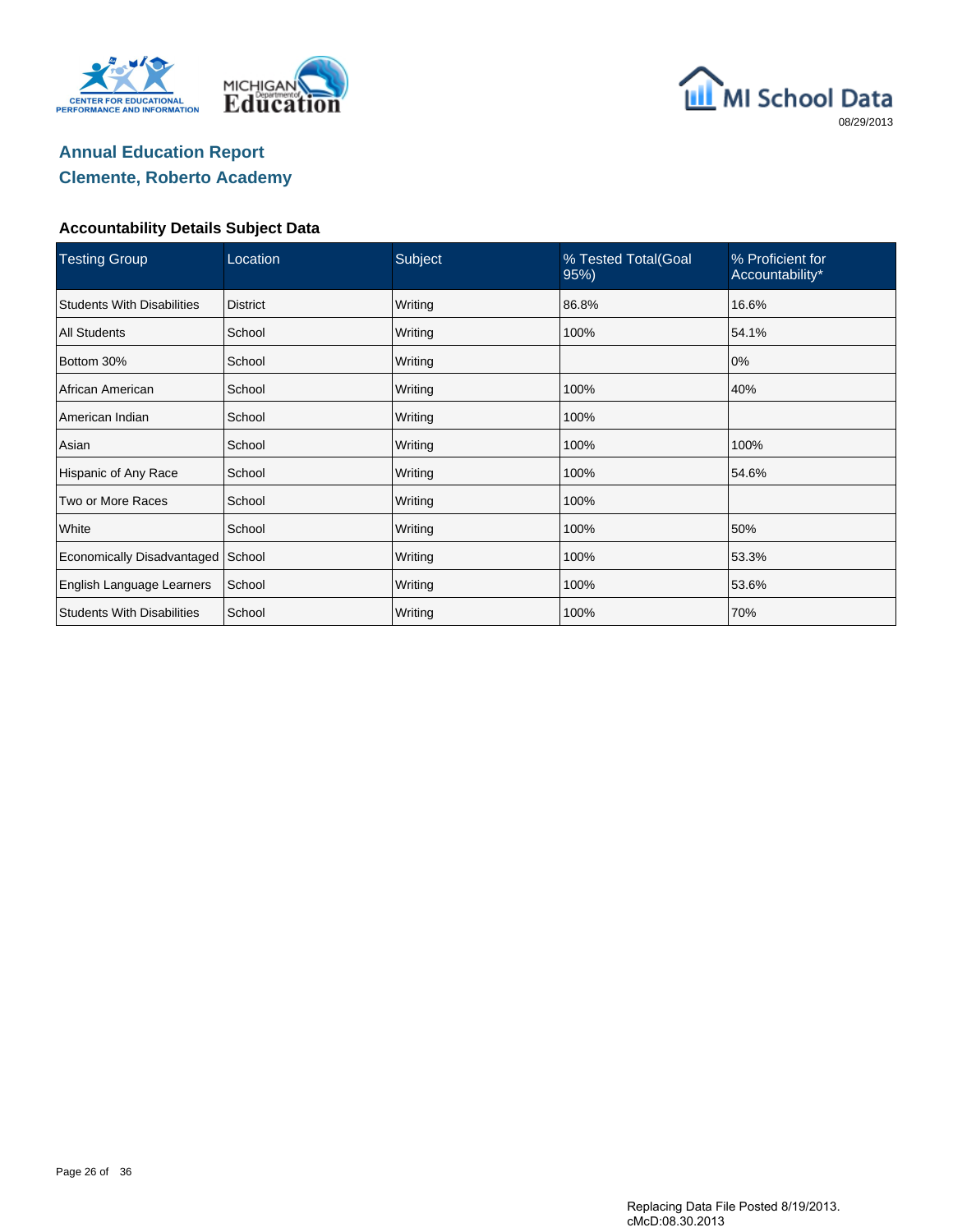## Annual Education Report
## Clemente, Roberto Academy

### Accountability Details Subject Data

| Testing Group | Location | Subject | % Tested Total(Goal 95%) | % Proficient for Accountability* |
|---|---|---|---|---|
| Students With Disabilities | District | Writing | 86.8% | 16.6% |
| All Students | School | Writing | 100% | 54.1% |
| Bottom 30% | School | Writing | | 0% |
| African American | School | Writing | 100% | 40% |
| American Indian | School | Writing | 100% | |
| Asian | School | Writing | 100% | 100% |
| Hispanic of Any Race | School | Writing | 100% | 54.6% |
| Two or More Races | School | Writing | 100% | |
| White | School | Writing | 100% | 50% |
| Economically Disadvantaged | School | Writing | 100% | 53.3% |
| English Language Learners | School | Writing | 100% | 53.6% |
| Students With Disabilities | School | Writing | 100% | 70% |

Replacing Data File Posted 8/19/2013.
cMcD:08.30.2013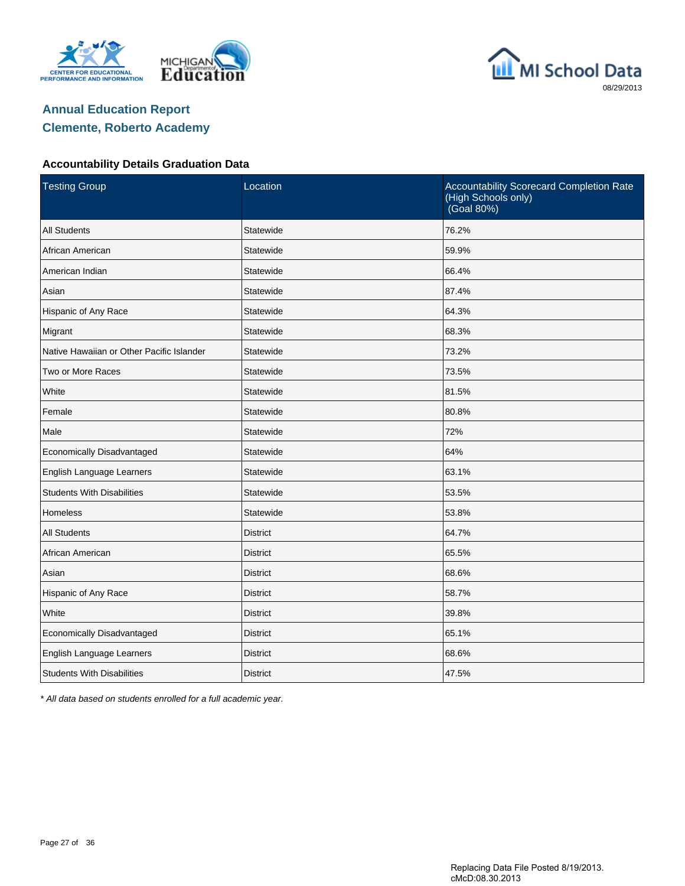## Annual Education Report
## Clemente, Roberto Academy

### Accountability Details Graduation Data

| Testing Group | Location | Accountability Scorecard Completion Rate (High Schools only) (Goal 80%) |
|---|---|---|
| All Students | Statewide | 76.2% |
| African American | Statewide | 59.9% |
| American Indian | Statewide | 66.4% |
| Asian | Statewide | 87.4% |
| Hispanic of Any Race | Statewide | 64.3% |
| Migrant | Statewide | 68.3% |
| Native Hawaiian or Other Pacific Islander | Statewide | 73.2% |
| Two or More Races | Statewide | 73.5% |
| White | Statewide | 81.5% |
| Female | Statewide | 80.8% |
| Male | Statewide | 72% |
| Economically Disadvantaged | Statewide | 64% |
| English Language Learners | Statewide | 63.1% |
| Students With Disabilities | Statewide | 53.5% |
| Homeless | Statewide | 53.8% |
| All Students | District | 64.7% |
| African American | District | 65.5% |
| Asian | District | 68.6% |
| Hispanic of Any Race | District | 58.7% |
| White | District | 39.8% |
| Economically Disadvantaged | District | 65.1% |
| English Language Learners | District | 68.6% |
| Students With Disabilities | District | 47.5% |

*\* All data based on students enrolled for a full academic year.*

Replacing Data File Posted 8/19/2013.
cMcD:08.30.2013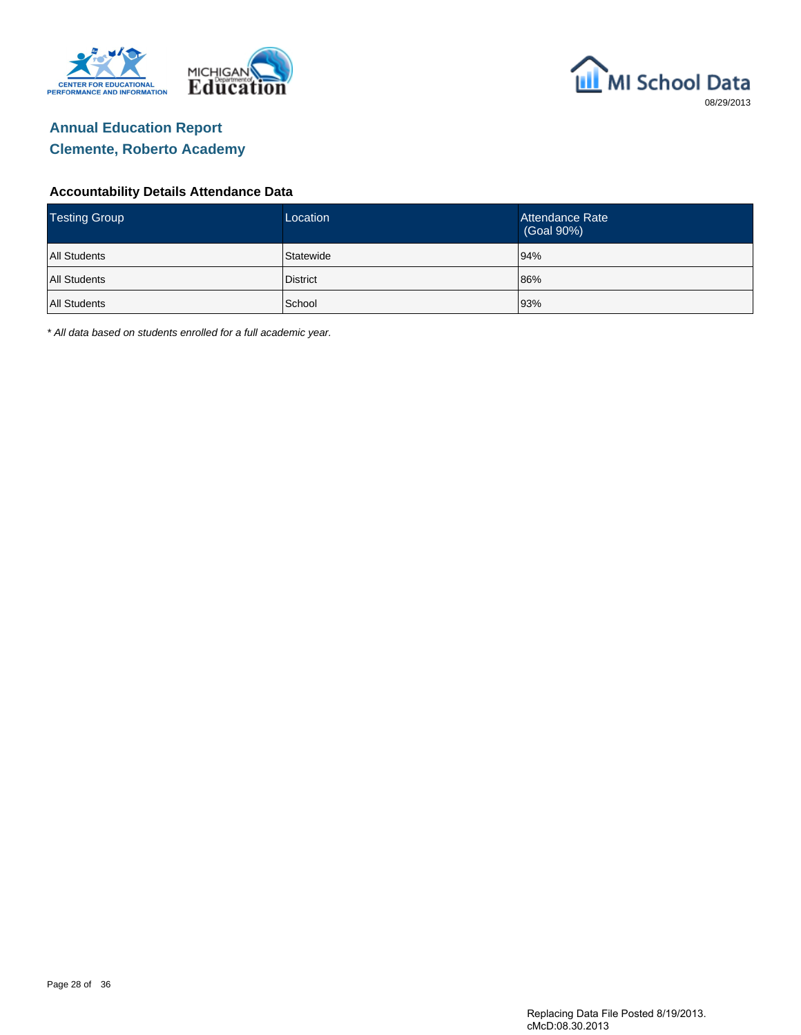MI School Data

08/29/2013

# Annual Education Report
## Clemente, Roberto Academy

### Accountability Details Attendance Data

| Testing Group | Location | Attendance Rate (Goal 90%) |
|---|---|---|
| All Students | Statewide | 94% |
| All Students | District | 86% |
| All Students | School | 93% |

*\* All data based on students enrolled for a full academic year.*

Replacing Data File Posted 8/19/2013.
cMcD:08.30.2013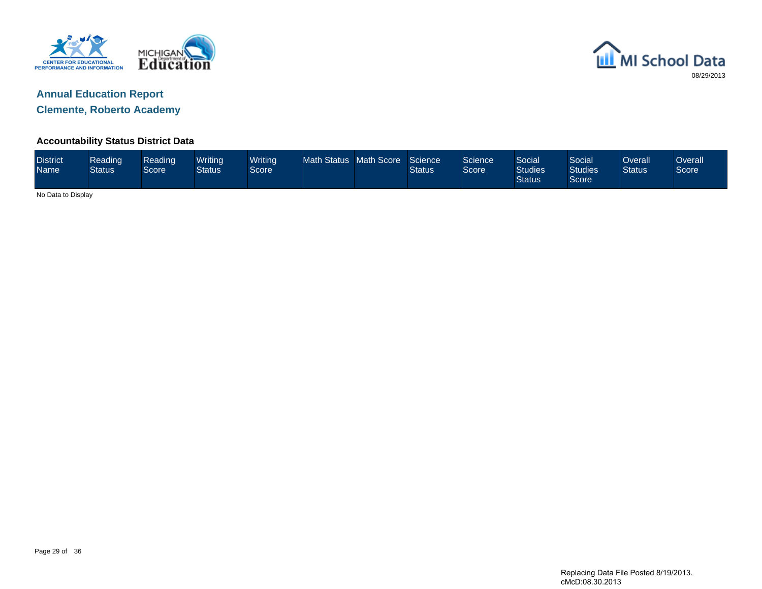## Annual Education Report

## Clemente, Roberto Academy

### Accountability Status District Data

| District Name | Reading Status | Reading Score | Writing Status | Writing Score | Math Status | Math Score | Science Status | Science Score | Social Studies Status | Social Studies Score | Overall Status | Overall Score |
|---|---|---|---|---|---|---|---|---|---|---|---|---|

No Data to Display

Replacing Data File Posted 8/19/2013.
cMcD:08.30.2013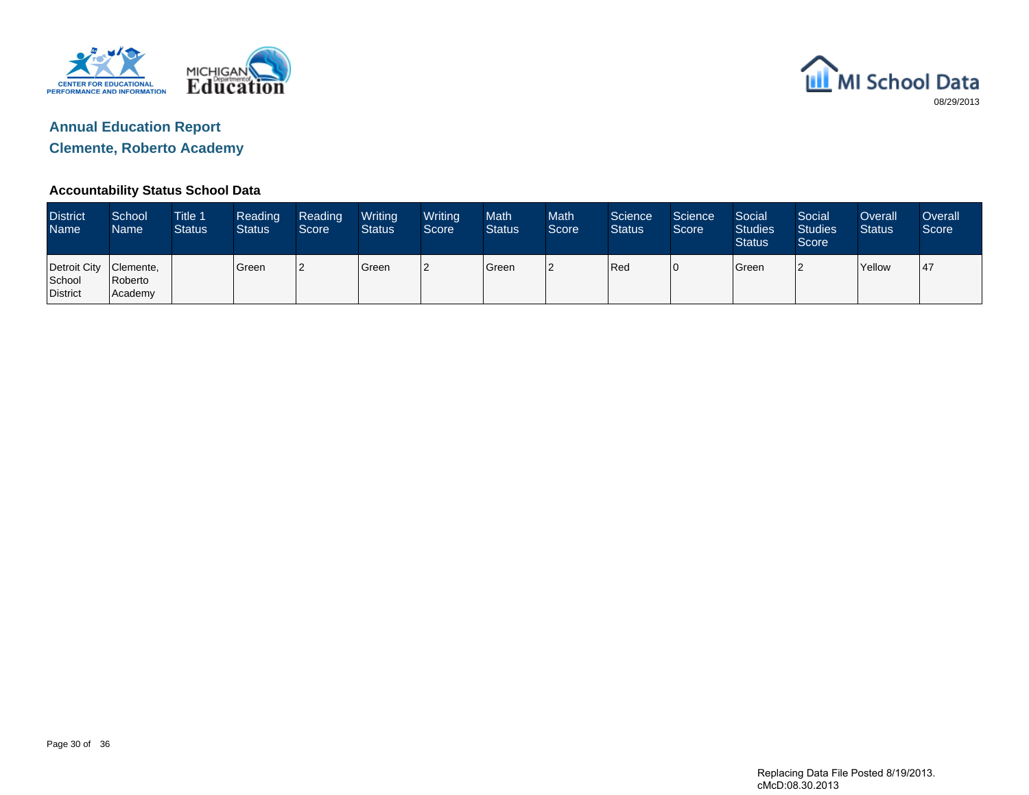MI School Data

08/29/2013

## Annual Education Report

## Clemente, Roberto Academy

### Accountability Status School Data

| District Name | School Name | Title 1 Status | Reading Status | Reading Score | Writing Status | Writing Score | Math Status | Math Score | Science Status | Science Score | Social Studies Status | Social Studies Score | Overall Status | Overall Score |
|---|---|---|---|---|---|---|---|---|---|---|---|---|---|---|
| Detroit City School District | Clemente, Roberto Academy | | Green | 2 | Green | 2 | Green | 2 | Red | 0 | Green | 2 | Yellow | 47 |

Replacing Data File Posted 8/19/2013.
cMcD:08.30.2013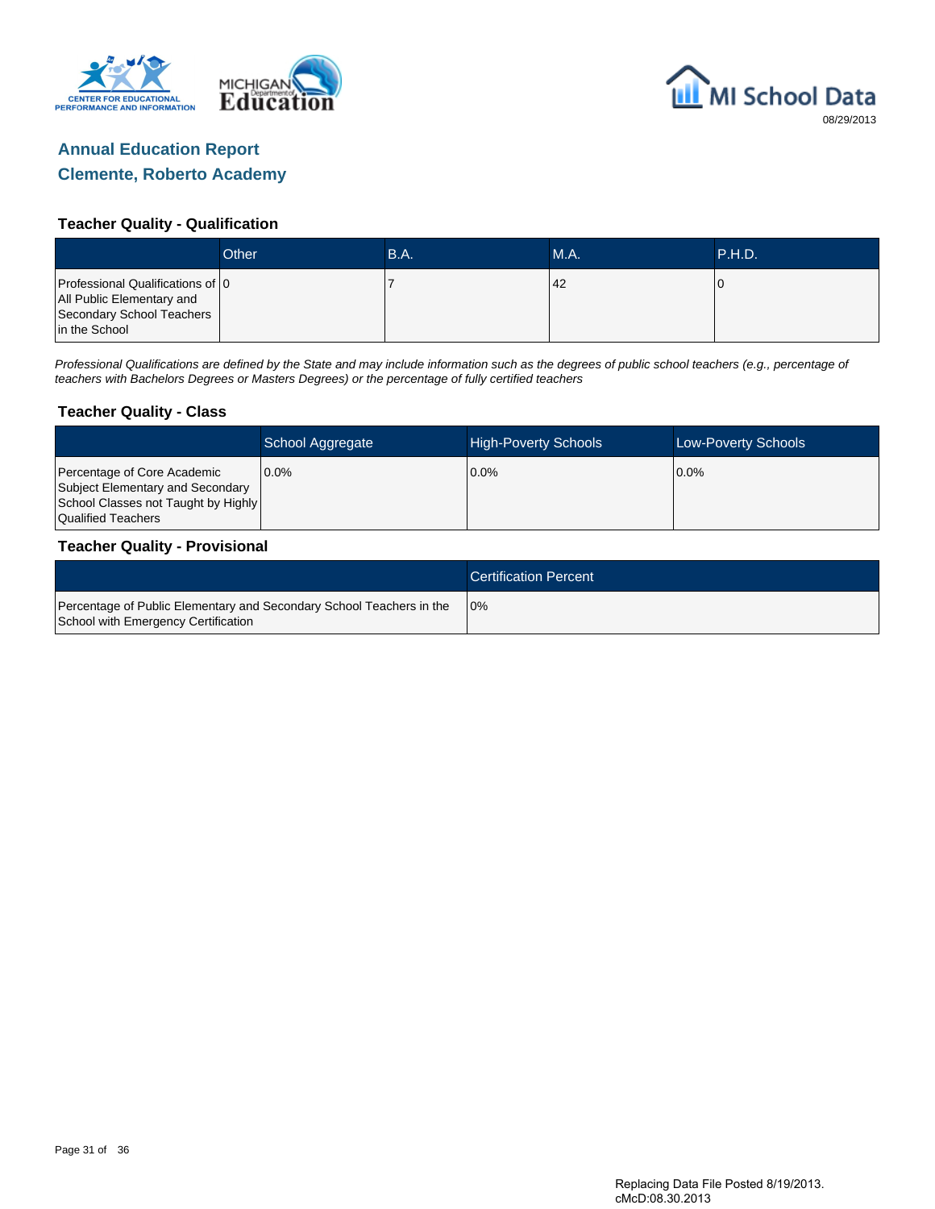MI School Data
08/29/2013

# Annual Education Report
# Clemente, Roberto Academy

### Teacher Quality - Qualification

| | Other | B.A. | M.A. | P.H.D. |
|---|---|---|---|---|
| Professional Qualifications of All Public Elementary and Secondary School Teachers in the School | 0 | 7 | 42 | 0 |

*Professional Qualifications are defined by the State and may include information such as the degrees of public school teachers (e.g., percentage of teachers with Bachelors Degrees or Masters Degrees) or the percentage of fully certified teachers*

### Teacher Quality - Class

| | School Aggregate | High-Poverty Schools | Low-Poverty Schools |
|---|---|---|---|
| Percentage of Core Academic Subject Elementary and Secondary School Classes not Taught by Highly Qualified Teachers | 0.0% | 0.0% | 0.0% |

### Teacher Quality - Provisional

| | Certification Percent |
|---|---|
| Percentage of Public Elementary and Secondary School Teachers in the School with Emergency Certification | 0% |

Replacing Data File Posted 8/19/2013.
cMcD:08.30.2013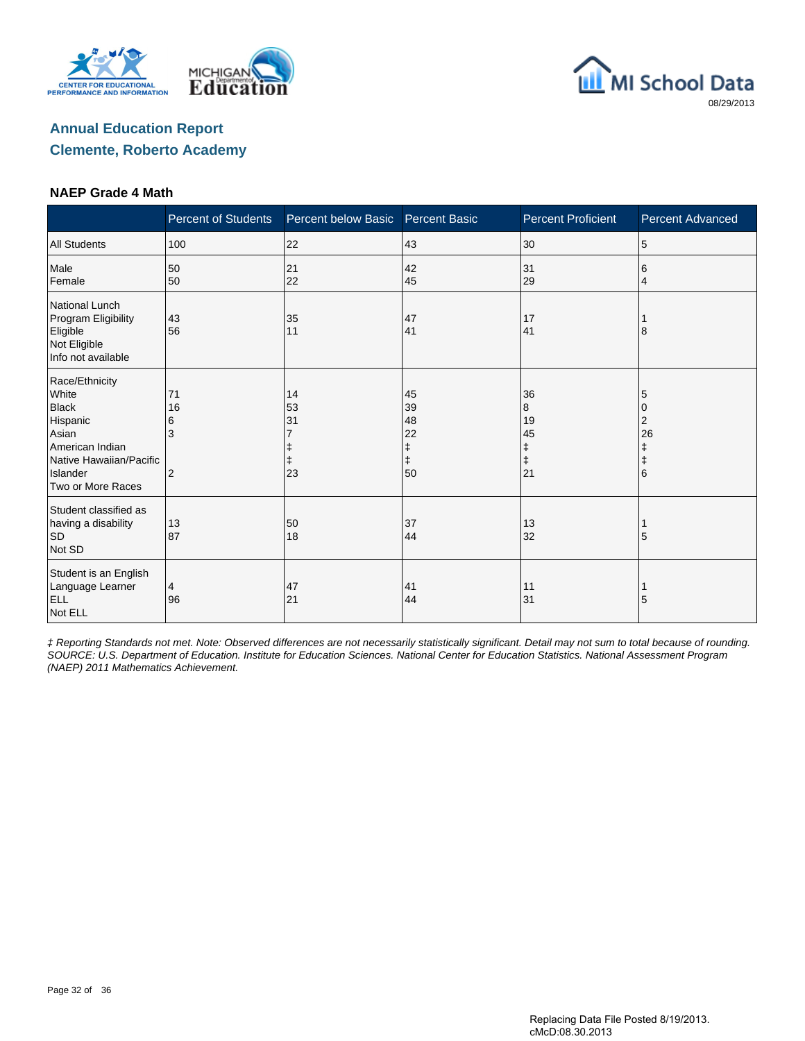## Annual Education Report

## Clemente, Roberto Academy

### NAEP Grade 4 Math

| | Percent of Students | Percent below Basic | Percent Basic | Percent Proficient | Percent Advanced |
|---|---|---|---|---|---|
| All Students | 100 | 22 | 43 | 30 | 5 |
| Male | 50 | 21 | 42 | 31 | 6 |
| Female | 50 | 22 | 45 | 29 | 4 |
| National Lunch Program Eligibility | | | | | |
| Eligible | 43 | 35 | 47 | 17 | 1 |
| Not Eligible | 56 | 11 | 41 | 41 | 8 |
| Info not available | | | | | |
| Race/Ethnicity | | | | | |
| White | 71 | 14 | 45 | 36 | 5 |
| Black | 16 | 53 | 39 | 8 | 0 |
| Hispanic | 6 | 31 | 48 | 19 | 2 |
| Asian | 3 | 7 | 22 | 45 | 26 |
| American Indian | | ‡ | ‡ | ‡ | ‡ |
| Native Hawaiian/Pacific Islander | | ‡ | ‡ | ‡ | ‡ |
| Two or More Races | 2 | 23 | 50 | 21 | 6 |
| Student classified as having a disability | | | | | |
| SD | 13 | 50 | 37 | 13 | 1 |
| Not SD | 87 | 18 | 44 | 32 | 5 |
| Student is an English Language Learner | | | | | |
| ELL | 4 | 47 | 41 | 11 | 1 |
| Not ELL | 96 | 21 | 44 | 31 | 5 |

*‡ Reporting Standards not met. Note: Observed differences are not necessarily statistically significant. Detail may not sum to total because of rounding. SOURCE: U.S. Department of Education. Institute for Education Sciences. National Center for Education Statistics. National Assessment Program (NAEP) 2011 Mathematics Achievement.*

Replacing Data File Posted 8/19/2013.
cMcD:08.30.2013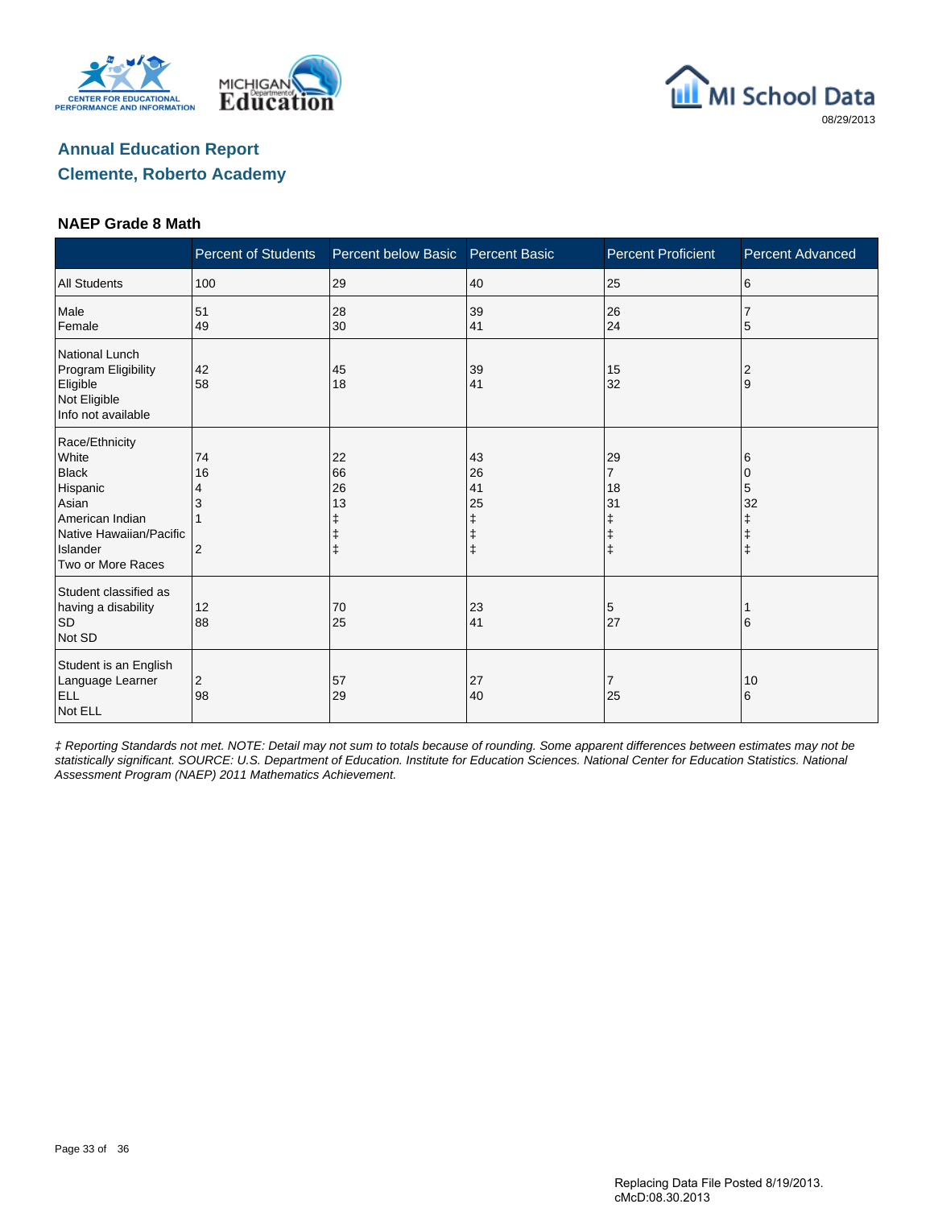## Annual Education Report

## Clemente, Roberto Academy

### NAEP Grade 8 Math

| | Percent of Students | Percent below Basic | Percent Basic | Percent Proficient | Percent Advanced |
|---|---|---|---|---|---|
| All Students | 100 | 29 | 40 | 25 | 6 |
| Male | 51 | 28 | 39 | 26 | 7 |
| Female | 49 | 30 | 41 | 24 | 5 |
| National Lunch Program Eligibility | | | | | |
| Eligible | 42 | 45 | 39 | 15 | 2 |
| Not Eligible | 58 | 18 | 41 | 32 | 9 |
| Info not available | | | | | |
| Race/Ethnicity | | | | | |
| White | 74 | 22 | 43 | 29 | 6 |
| Black | 16 | 66 | 26 | 7 | 0 |
| Hispanic | 4 | 26 | 41 | 18 | 5 |
| Asian | 3 | 13 | 25 | 31 | 32 |
| American Indian | 1 | ‡ | ‡ | ‡ | ‡ |
| Native Hawaiian/Pacific Islander | | ‡ | ‡ | ‡ | ‡ |
| Two or More Races | 2 | ‡ | ‡ | ‡ | ‡ |
| Student classified as having a disability | | | | | |
| SD | 12 | 70 | 23 | 5 | 1 |
| Not SD | 88 | 25 | 41 | 27 | 6 |
| Student is an English Language Learner | | | | | |
| ELL | 2 | 57 | 27 | 7 | 10 |
| Not ELL | 98 | 29 | 40 | 25 | 6 |

*‡ Reporting Standards not met. NOTE: Detail may not sum to totals because of rounding. Some apparent differences between estimates may not be statistically significant. SOURCE: U.S. Department of Education. Institute for Education Sciences. National Center for Education Statistics. National Assessment Program (NAEP) 2011 Mathematics Achievement.*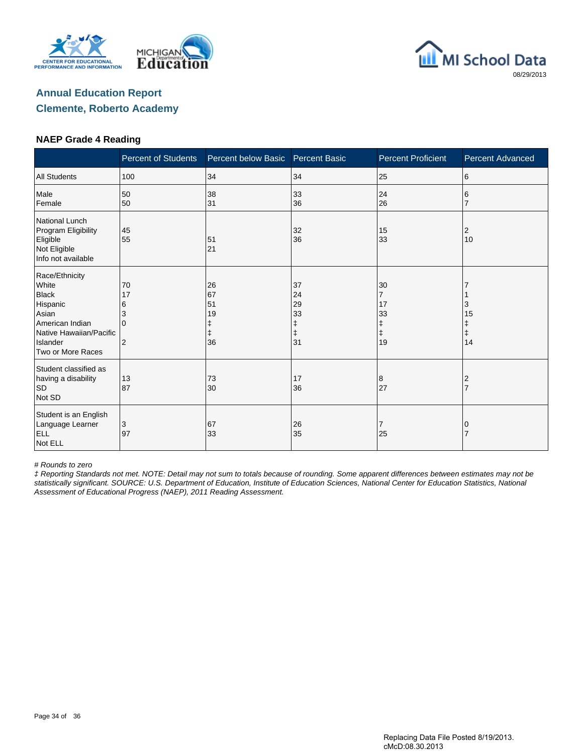Annual Education Report

Clemente, Roberto Academy

## NAEP Grade 4 Reading

| | Percent of Students | Percent below Basic | Percent Basic | Percent Proficient | Percent Advanced |
|---|---|---|---|---|---|
| All Students | 100 | 34 | 34 | 25 | 6 |
| Male | 50 | 38 | 33 | 24 | 6 |
| Female | 50 | 31 | 36 | 26 | 7 |
| National Lunch Program Eligibility | | | | | |
| Eligible | 45 | 51 | 32 | 15 | 2 |
| Not Eligible | 55 | 21 | 36 | 33 | 10 |
| Info not available | | | | | |
| Race/Ethnicity | | | | | |
| White | 70 | 26 | 37 | 30 | 7 |
| Black | 17 | 67 | 24 | 7 | 1 |
| Hispanic | 6 | 51 | 29 | 17 | 3 |
| Asian | 3 | 19 | 33 | 33 | 15 |
| American Indian | 0 | ‡ | ‡ | ‡ | ‡ |
| Native Hawaiian/Pacific Islander | | ‡ | ‡ | ‡ | ‡ |
| Two or More Races | 2 | 36 | 31 | 19 | 14 |
| Student classified as having a disability | | | | | |
| SD | 13 | 73 | 17 | 8 | 2 |
| Not SD | 87 | 30 | 36 | 27 | 7 |
| Student is an English Language Learner | | | | | |
| ELL | 3 | 67 | 26 | 7 | 0 |
| Not ELL | 97 | 33 | 35 | 25 | 7 |

*# Rounds to zero*

*‡ Reporting Standards not met. NOTE: Detail may not sum to totals because of rounding. Some apparent differences between estimates may not be statistically significant. SOURCE: U.S. Department of Education, Institute of Education Sciences, National Center for Education Statistics, National Assessment of Educational Progress (NAEP), 2011 Reading Assessment.*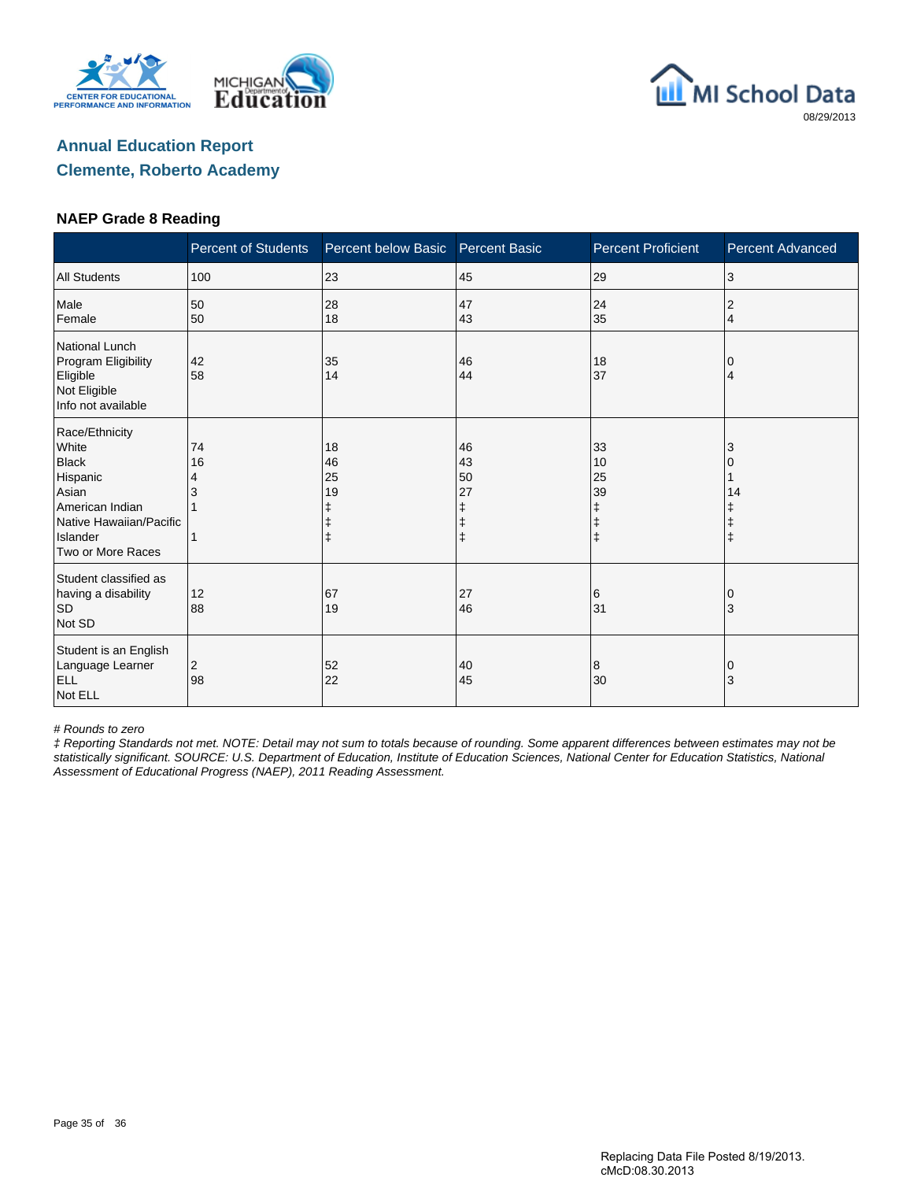MI School Data

08/29/2013

## Annual Education Report
## Clemente, Roberto Academy

### NAEP Grade 8 Reading

| | Percent of Students | Percent below Basic | Percent Basic | Percent Proficient | Percent Advanced |
|---|---|---|---|---|---|
| All Students | 100 | 23 | 45 | 29 | 3 |
| Male | 50 | 28 | 47 | 24 | 2 |
| Female | 50 | 18 | 43 | 35 | 4 |
| National Lunch Program Eligibility | | | | | |
| Eligible | 42 | 35 | 46 | 18 | 0 |
| Not Eligible | 58 | 14 | 44 | 37 | 4 |
| Info not available | | | | | |
| Race/Ethnicity | | | | | |
| White | 74 | 18 | 46 | 33 | 3 |
| Black | 16 | 46 | 43 | 10 | 0 |
| Hispanic | 4 | 25 | 50 | 25 | 1 |
| Asian | 3 | 19 | 27 | 39 | 14 |
| American Indian | 1 | ‡ | ‡ | ‡ | ‡ |
| Native Hawaiian/Pacific Islander | | ‡ | ‡ | ‡ | ‡ |
| Two or More Races | 1 | ‡ | ‡ | ‡ | ‡ |
| Student classified as having a disability | | | | | |
| SD | 12 | 67 | 27 | 6 | 0 |
| Not SD | 88 | 19 | 46 | 31 | 3 |
| Student is an English Language Learner | | | | | |
| ELL | 2 | 52 | 40 | 8 | 0 |
| Not ELL | 98 | 22 | 45 | 30 | 3 |

*# Rounds to zero*

*‡ Reporting Standards not met. NOTE: Detail may not sum to totals because of rounding. Some apparent differences between estimates may not be statistically significant. SOURCE: U.S. Department of Education, Institute of Education Sciences, National Center for Education Statistics, National Assessment of Educational Progress (NAEP), 2011 Reading Assessment.*

Replacing Data File Posted 8/19/2013.
cMcD:08.30.2013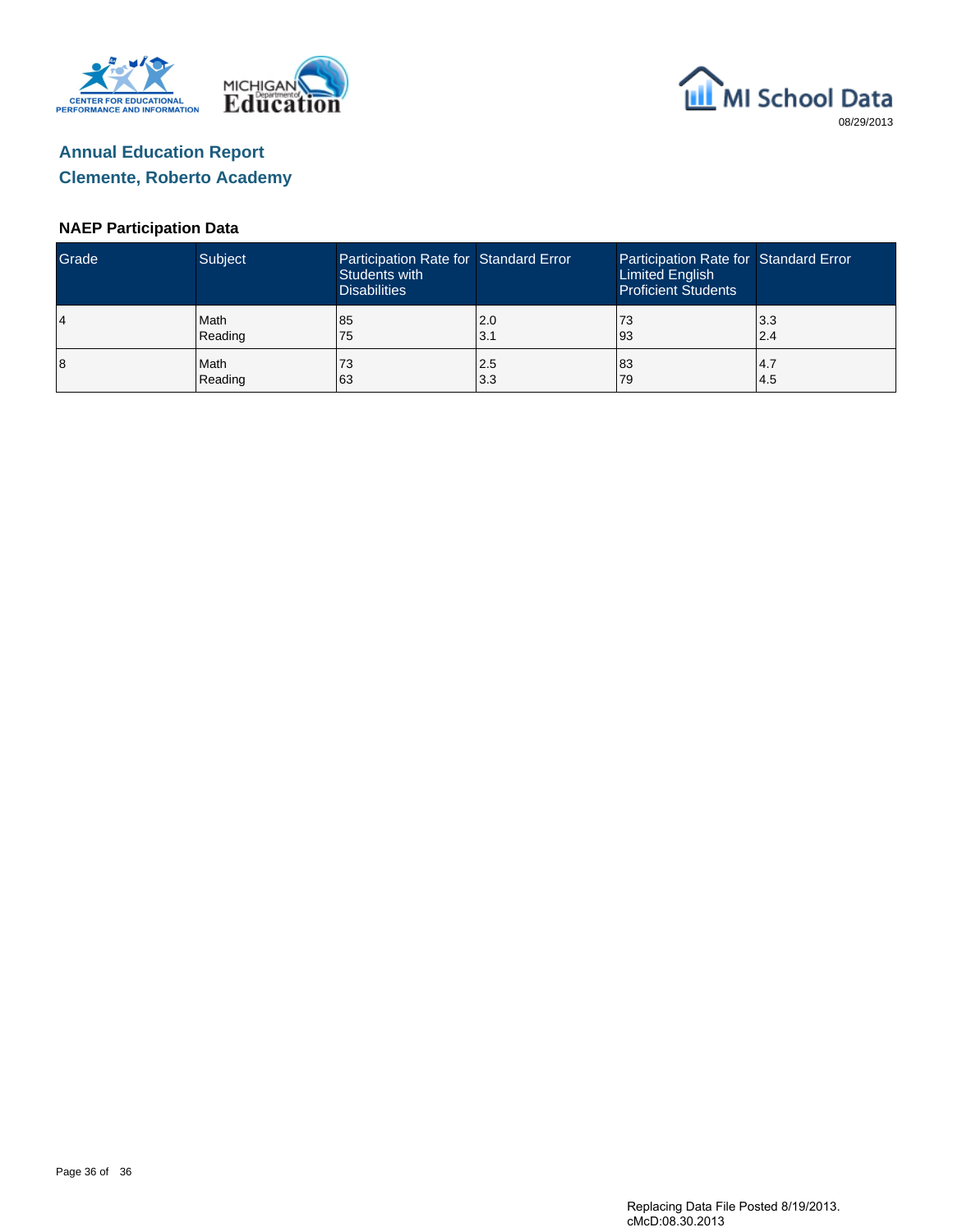MI School Data

08/29/2013

## Annual Education Report

## Clemente, Roberto Academy

### NAEP Participation Data

| Grade | Subject | Participation Rate for Students with Disabilities | Standard Error | Participation Rate for Limited English Proficient Students | Standard Error |
|---|---|---|---|---|---|
| 4 | Math<br>Reading | 85<br>75 | 2.0<br>3.1 | 73<br>93 | 3.3<br>2.4 |
| 8 | Math<br>Reading | 73<br>63 | 2.5<br>3.3 | 83<br>79 | 4.7<br>4.5 |

Replacing Data File Posted 8/19/2013.
cMcD:08.30.2013